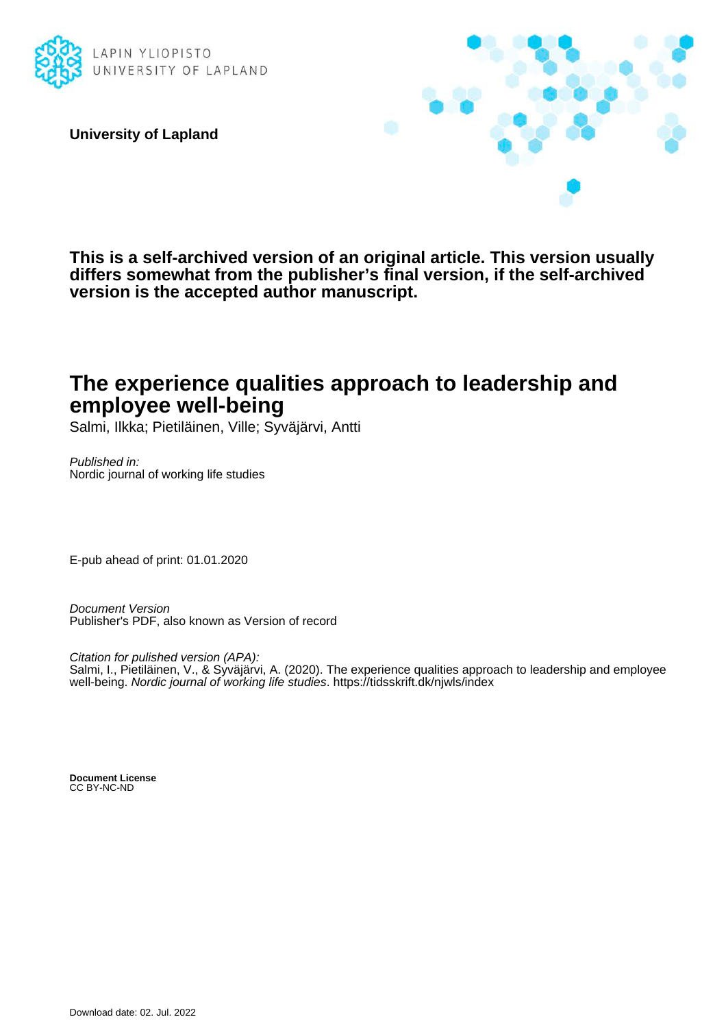LAPIN YLIOPISTO
UNIVERSITY OF LAPLAND

**University of Lapland**

**This is a self-archived version of an original article. This version usually differs somewhat from the publisher's final version, if the self-archived version is the accepted author manuscript.**

# The experience qualities approach to leadership and employee well-being

Salmi, Ilkka; Pietiläinen, Ville; Syväjärvi, Antti

*Published in:*
Nordic journal of working life studies

E-pub ahead of print: 01.01.2020

*Document Version*
Publisher's PDF, also known as Version of record

*Citation for pulished version (APA):*
Salmi, I., Pietiläinen, V., & Syväjärvi, A. (2020). The experience qualities approach to leadership and employee well-being. *Nordic journal of working life studies*. https://tidsskrift.dk/njwls/index

**Document License**
CC BY-NC-ND

Download date: 02. Jul. 2022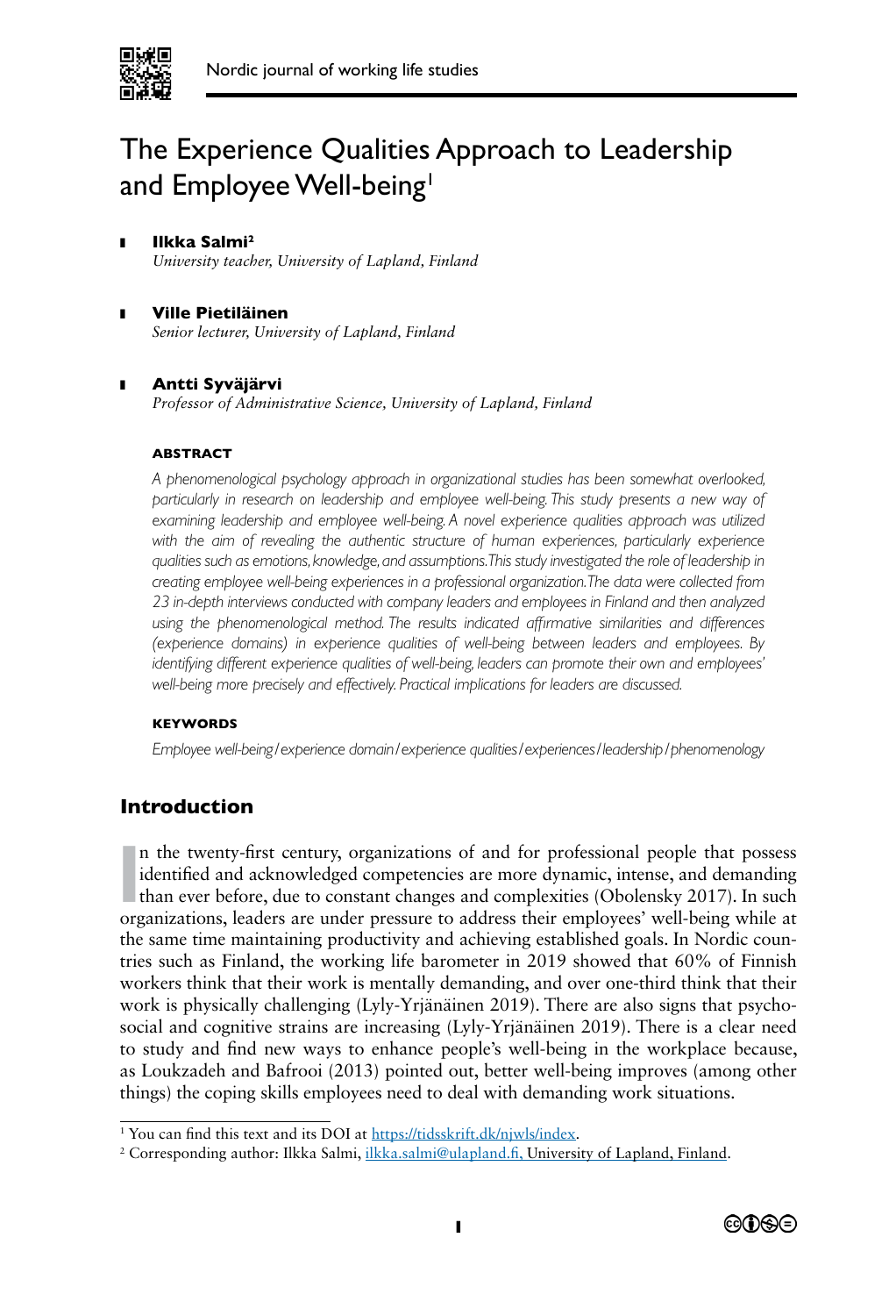# The Experience Qualities Approach to Leadership and Employee Well-being[1]

- **Ilkka Salmi[2]**
  *University teacher, University of Lapland, Finland*

- **Ville Pietiläinen**
  *Senior lecturer, University of Lapland, Finland*

- **Antti Syväjärvi**
  *Professor of Administrative Science, University of Lapland, Finland*

#### ABSTRACT

*A phenomenological psychology approach in organizational studies has been somewhat overlooked, particularly in research on leadership and employee well-being. This study presents a new way of examining leadership and employee well-being. A novel experience qualities approach was utilized with the aim of revealing the authentic structure of human experiences, particularly experience qualities such as emotions, knowledge, and assumptions. This study investigated the role of leadership in creating employee well-being experiences in a professional organization. The data were collected from 23 in-depth interviews conducted with company leaders and employees in Finland and then analyzed using the phenomenological method. The results indicated affirmative similarities and differences (experience domains) in experience qualities of well-being between leaders and employees. By identifying different experience qualities of well-being, leaders can promote their own and employees' well-being more precisely and effectively. Practical implications for leaders are discussed.*

#### KEYWORDS

*Employee well-being / experience domain / experience qualities / experiences / leadership / phenomenology*

## Introduction

In the twenty-first century, organizations of and for professional people that possess identified and acknowledged competencies are more dynamic, intense, and demanding than ever before, due to constant changes and complexities (Obolensky 2017). In such organizations, leaders are under pressure to address their employees' well-being while at the same time maintaining productivity and achieving established goals. In Nordic countries such as Finland, the working life barometer in 2019 showed that 60% of Finnish workers think that their work is mentally demanding, and over one-third think that their work is physically challenging (Lyly-Yrjänäinen 2019). There are also signs that psychosocial and cognitive strains are increasing (Lyly-Yrjänäinen 2019). There is a clear need to study and find new ways to enhance people's well-being in the workplace because, as Loukzadeh and Bafrooi (2013) pointed out, better well-being improves (among other things) the coping skills employees need to deal with demanding work situations.

---

[1] You can find this text and its DOI at https://tidsskrift.dk/njwls/index.

[2] Corresponding author: Ilkka Salmi, ilkka.salmi@ulapland.fi, University of Lapland, Finland.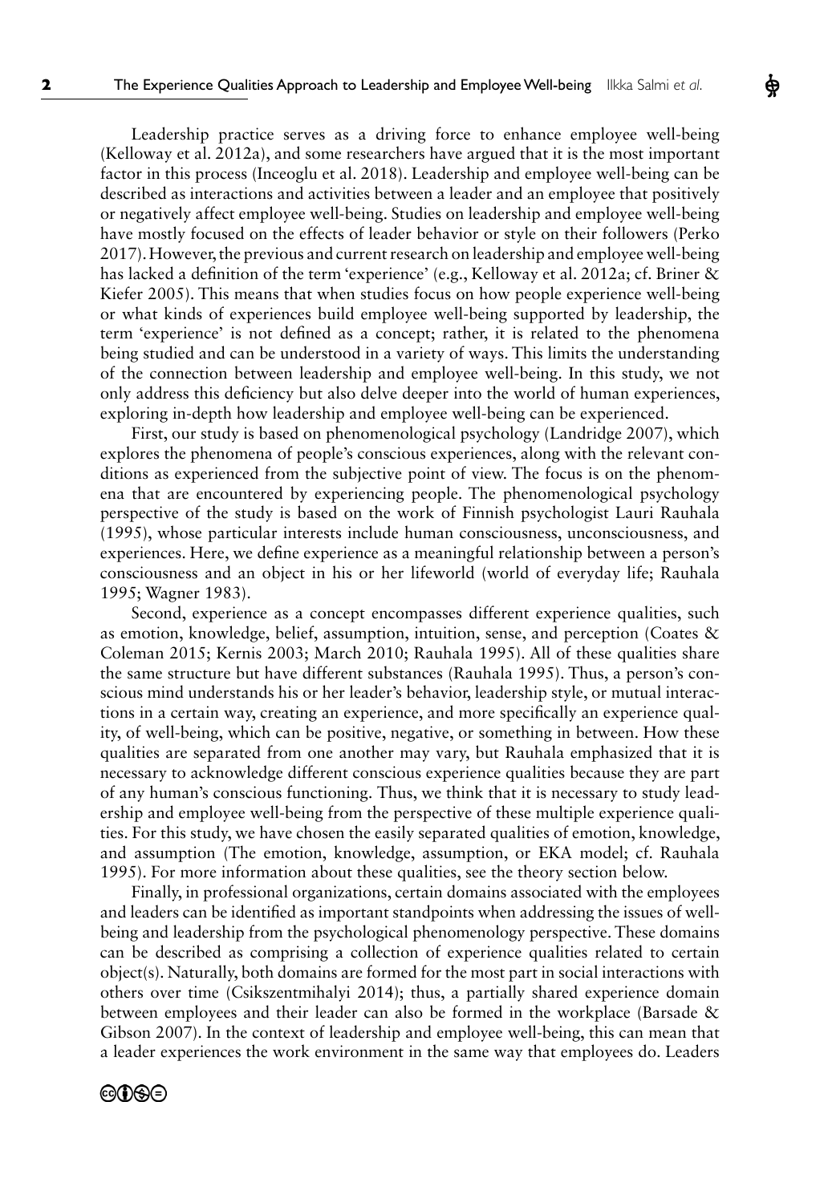Leadership practice serves as a driving force to enhance employee well-being (Kelloway et al. 2012a), and some researchers have argued that it is the most important factor in this process (Inceoglu et al. 2018). Leadership and employee well-being can be described as interactions and activities between a leader and an employee that positively or negatively affect employee well-being. Studies on leadership and employee well-being have mostly focused on the effects of leader behavior or style on their followers (Perko 2017). However, the previous and current research on leadership and employee well-being has lacked a definition of the term 'experience' (e.g., Kelloway et al. 2012a; cf. Briner & Kiefer 2005). This means that when studies focus on how people experience well-being or what kinds of experiences build employee well-being supported by leadership, the term 'experience' is not defined as a concept; rather, it is related to the phenomena being studied and can be understood in a variety of ways. This limits the understanding of the connection between leadership and employee well-being. In this study, we not only address this deficiency but also delve deeper into the world of human experiences, exploring in-depth how leadership and employee well-being can be experienced.

First, our study is based on phenomenological psychology (Landridge 2007), which explores the phenomena of people's conscious experiences, along with the relevant conditions as experienced from the subjective point of view. The focus is on the phenomena that are encountered by experiencing people. The phenomenological psychology perspective of the study is based on the work of Finnish psychologist Lauri Rauhala (1995), whose particular interests include human consciousness, unconsciousness, and experiences. Here, we define experience as a meaningful relationship between a person's consciousness and an object in his or her lifeworld (world of everyday life; Rauhala 1995; Wagner 1983).

Second, experience as a concept encompasses different experience qualities, such as emotion, knowledge, belief, assumption, intuition, sense, and perception (Coates & Coleman 2015; Kernis 2003; March 2010; Rauhala 1995). All of these qualities share the same structure but have different substances (Rauhala 1995). Thus, a person's conscious mind understands his or her leader's behavior, leadership style, or mutual interactions in a certain way, creating an experience, and more specifically an experience quality, of well-being, which can be positive, negative, or something in between. How these qualities are separated from one another may vary, but Rauhala emphasized that it is necessary to acknowledge different conscious experience qualities because they are part of any human's conscious functioning. Thus, we think that it is necessary to study leadership and employee well-being from the perspective of these multiple experience qualities. For this study, we have chosen the easily separated qualities of emotion, knowledge, and assumption (The emotion, knowledge, assumption, or EKA model; cf. Rauhala 1995). For more information about these qualities, see the theory section below.

Finally, in professional organizations, certain domains associated with the employees and leaders can be identified as important standpoints when addressing the issues of well-being and leadership from the psychological phenomenology perspective. These domains can be described as comprising a collection of experience qualities related to certain object(s). Naturally, both domains are formed for the most part in social interactions with others over time (Csikszentmihalyi 2014); thus, a partially shared experience domain between employees and their leader can also be formed in the workplace (Barsade & Gibson 2007). In the context of leadership and employee well-being, this can mean that a leader experiences the work environment in the same way that employees do. Leaders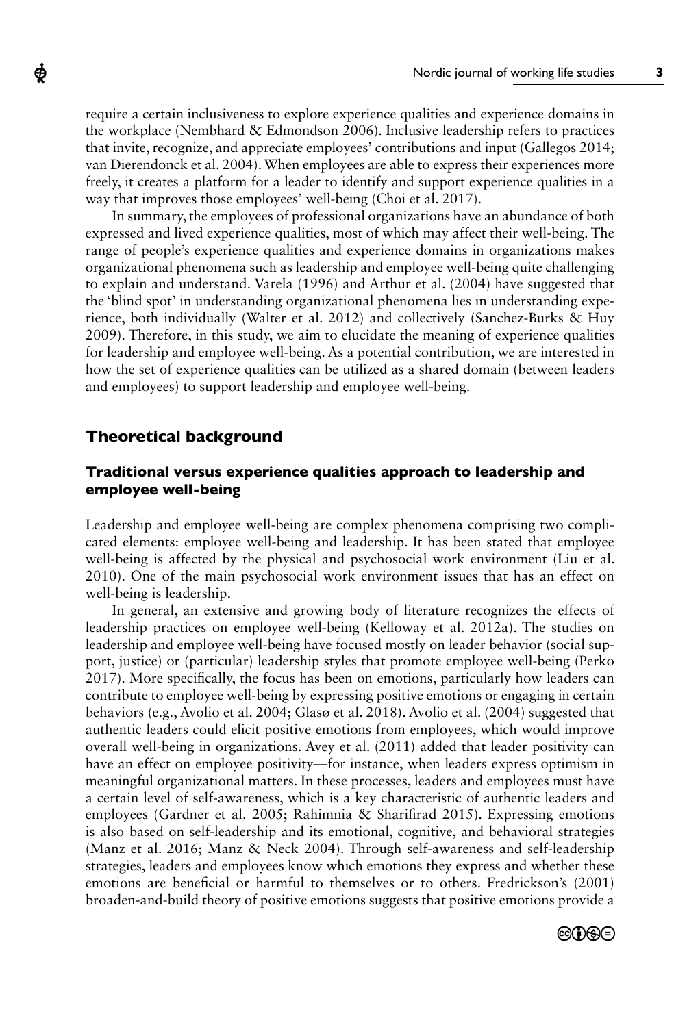require a certain inclusiveness to explore experience qualities and experience domains in the workplace (Nembhard & Edmondson 2006). Inclusive leadership refers to practices that invite, recognize, and appreciate employees' contributions and input (Gallegos 2014; van Dierendonck et al. 2004). When employees are able to express their experiences more freely, it creates a platform for a leader to identify and support experience qualities in a way that improves those employees' well-being (Choi et al. 2017).

In summary, the employees of professional organizations have an abundance of both expressed and lived experience qualities, most of which may affect their well-being. The range of people's experience qualities and experience domains in organizations makes organizational phenomena such as leadership and employee well-being quite challenging to explain and understand. Varela (1996) and Arthur et al. (2004) have suggested that the 'blind spot' in understanding organizational phenomena lies in understanding experience, both individually (Walter et al. 2012) and collectively (Sanchez-Burks & Huy 2009). Therefore, in this study, we aim to elucidate the meaning of experience qualities for leadership and employee well-being. As a potential contribution, we are interested in how the set of experience qualities can be utilized as a shared domain (between leaders and employees) to support leadership and employee well-being.

## Theoretical background

### Traditional versus experience qualities approach to leadership and employee well-being

Leadership and employee well-being are complex phenomena comprising two complicated elements: employee well-being and leadership. It has been stated that employee well-being is affected by the physical and psychosocial work environment (Liu et al. 2010). One of the main psychosocial work environment issues that has an effect on well-being is leadership.

In general, an extensive and growing body of literature recognizes the effects of leadership practices on employee well-being (Kelloway et al. 2012a). The studies on leadership and employee well-being have focused mostly on leader behavior (social support, justice) or (particular) leadership styles that promote employee well-being (Perko 2017). More specifically, the focus has been on emotions, particularly how leaders can contribute to employee well-being by expressing positive emotions or engaging in certain behaviors (e.g., Avolio et al. 2004; Glasø et al. 2018). Avolio et al. (2004) suggested that authentic leaders could elicit positive emotions from employees, which would improve overall well-being in organizations. Avey et al. (2011) added that leader positivity can have an effect on employee positivity—for instance, when leaders express optimism in meaningful organizational matters. In these processes, leaders and employees must have a certain level of self-awareness, which is a key characteristic of authentic leaders and employees (Gardner et al. 2005; Rahimnia & Sharifirad 2015). Expressing emotions is also based on self-leadership and its emotional, cognitive, and behavioral strategies (Manz et al. 2016; Manz & Neck 2004). Through self-awareness and self-leadership strategies, leaders and employees know which emotions they express and whether these emotions are beneficial or harmful to themselves or to others. Fredrickson's (2001) broaden-and-build theory of positive emotions suggests that positive emotions provide a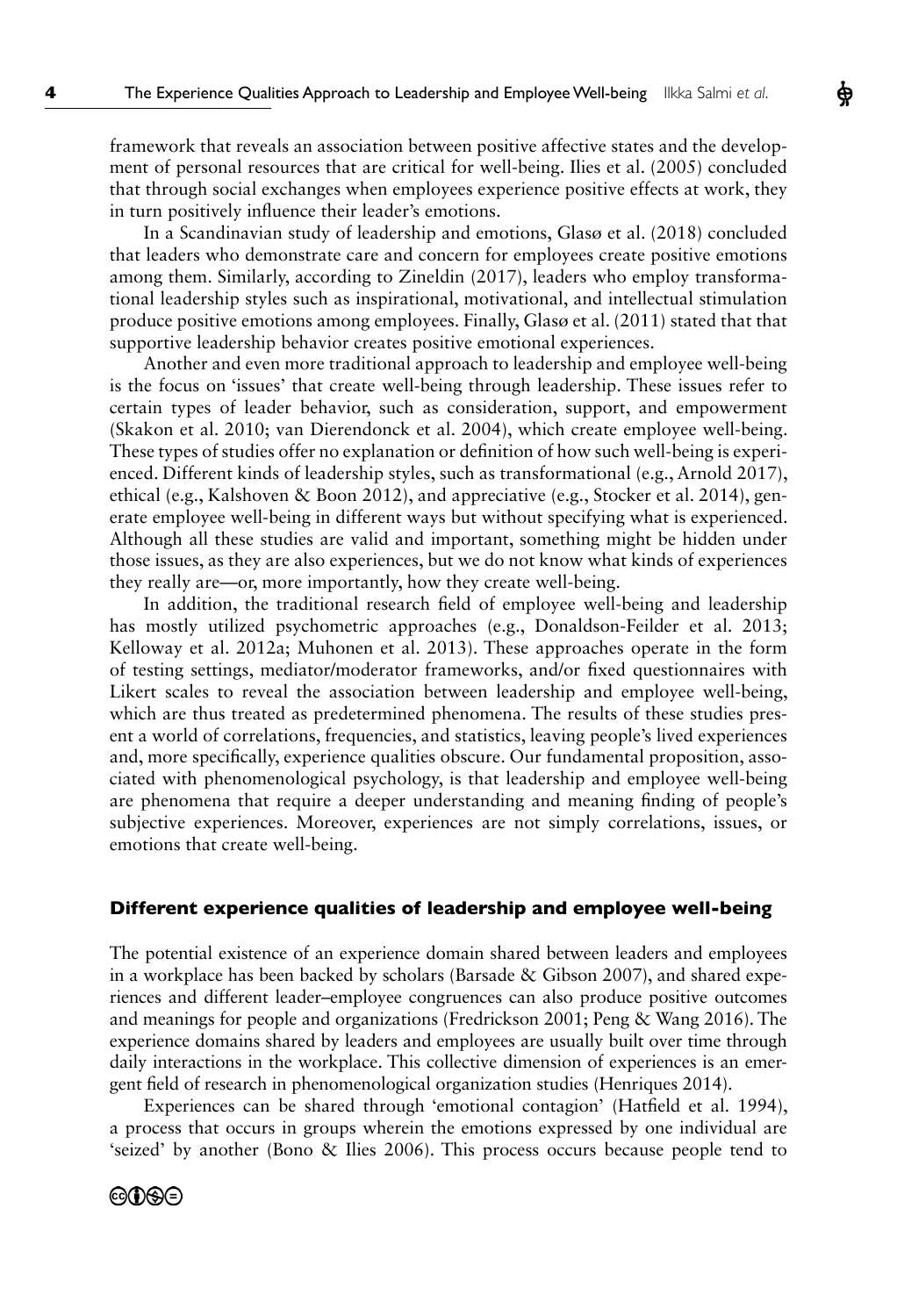framework that reveals an association between positive affective states and the development of personal resources that are critical for well-being. Ilies et al. (2005) concluded that through social exchanges when employees experience positive effects at work, they in turn positively influence their leader's emotions.

In a Scandinavian study of leadership and emotions, Glasø et al. (2018) concluded that leaders who demonstrate care and concern for employees create positive emotions among them. Similarly, according to Zineldin (2017), leaders who employ transformational leadership styles such as inspirational, motivational, and intellectual stimulation produce positive emotions among employees. Finally, Glasø et al. (2011) stated that that supportive leadership behavior creates positive emotional experiences.

Another and even more traditional approach to leadership and employee well-being is the focus on 'issues' that create well-being through leadership. These issues refer to certain types of leader behavior, such as consideration, support, and empowerment (Skakon et al. 2010; van Dierendonck et al. 2004), which create employee well-being. These types of studies offer no explanation or definition of how such well-being is experienced. Different kinds of leadership styles, such as transformational (e.g., Arnold 2017), ethical (e.g., Kalshoven & Boon 2012), and appreciative (e.g., Stocker et al. 2014), generate employee well-being in different ways but without specifying what is experienced. Although all these studies are valid and important, something might be hidden under those issues, as they are also experiences, but we do not know what kinds of experiences they really are—or, more importantly, how they create well-being.

In addition, the traditional research field of employee well-being and leadership has mostly utilized psychometric approaches (e.g., Donaldson-Feilder et al. 2013; Kelloway et al. 2012a; Muhonen et al. 2013). These approaches operate in the form of testing settings, mediator/moderator frameworks, and/or fixed questionnaires with Likert scales to reveal the association between leadership and employee well-being, which are thus treated as predetermined phenomena. The results of these studies present a world of correlations, frequencies, and statistics, leaving people's lived experiences and, more specifically, experience qualities obscure. Our fundamental proposition, associated with phenomenological psychology, is that leadership and employee well-being are phenomena that require a deeper understanding and meaning finding of people's subjective experiences. Moreover, experiences are not simply correlations, issues, or emotions that create well-being.

## Different experience qualities of leadership and employee well-being

The potential existence of an experience domain shared between leaders and employees in a workplace has been backed by scholars (Barsade & Gibson 2007), and shared experiences and different leader–employee congruences can also produce positive outcomes and meanings for people and organizations (Fredrickson 2001; Peng & Wang 2016). The experience domains shared by leaders and employees are usually built over time through daily interactions in the workplace. This collective dimension of experiences is an emergent field of research in phenomenological organization studies (Henriques 2014).

Experiences can be shared through 'emotional contagion' (Hatfield et al. 1994), a process that occurs in groups wherein the emotions expressed by one individual are 'seized' by another (Bono & Ilies 2006). This process occurs because people tend to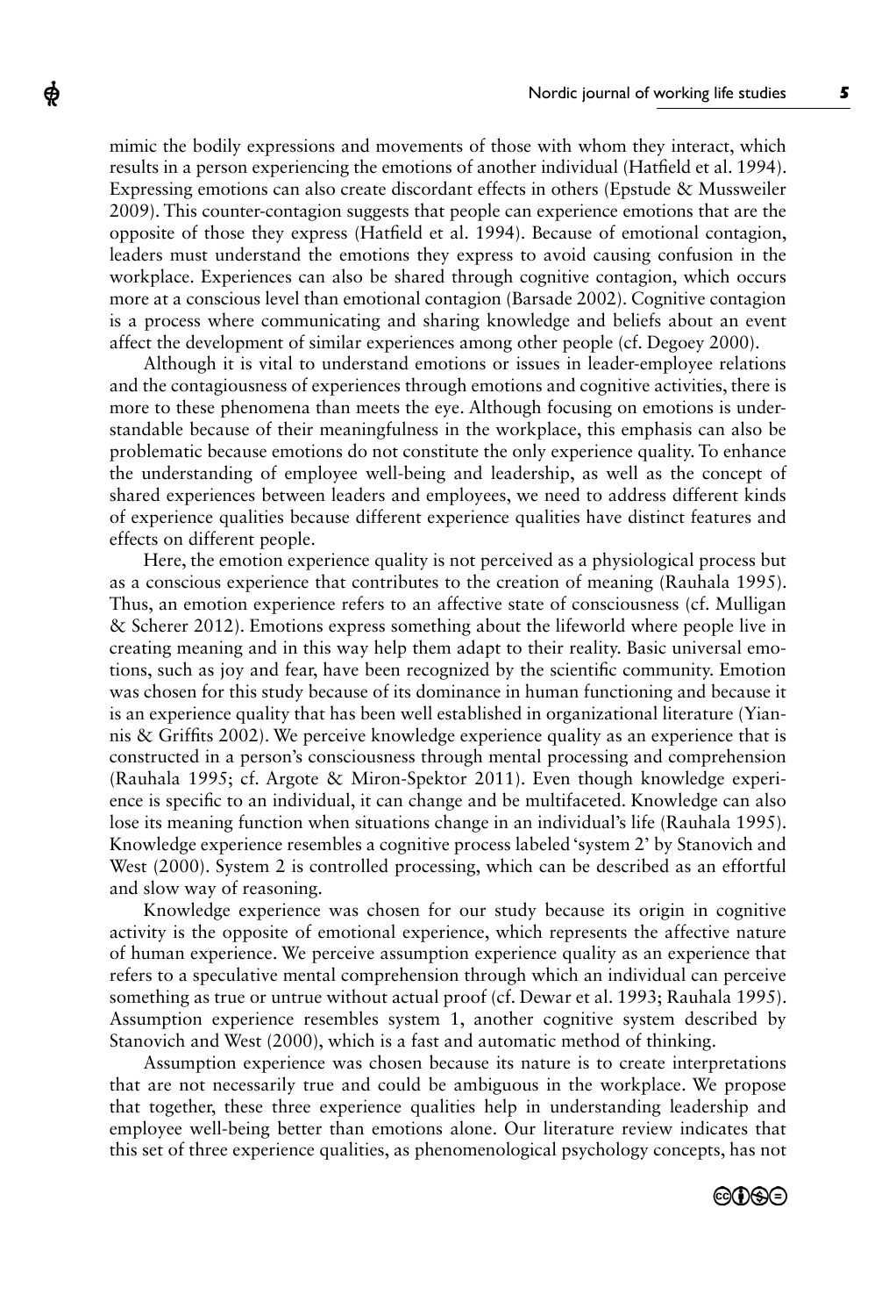mimic the bodily expressions and movements of those with whom they interact, which results in a person experiencing the emotions of another individual (Hatfield et al. 1994). Expressing emotions can also create discordant effects in others (Epstude & Mussweiler 2009). This counter-contagion suggests that people can experience emotions that are the opposite of those they express (Hatfield et al. 1994). Because of emotional contagion, leaders must understand the emotions they express to avoid causing confusion in the workplace. Experiences can also be shared through cognitive contagion, which occurs more at a conscious level than emotional contagion (Barsade 2002). Cognitive contagion is a process where communicating and sharing knowledge and beliefs about an event affect the development of similar experiences among other people (cf. Degoey 2000).

Although it is vital to understand emotions or issues in leader-employee relations and the contagiousness of experiences through emotions and cognitive activities, there is more to these phenomena than meets the eye. Although focusing on emotions is understandable because of their meaningfulness in the workplace, this emphasis can also be problematic because emotions do not constitute the only experience quality. To enhance the understanding of employee well-being and leadership, as well as the concept of shared experiences between leaders and employees, we need to address different kinds of experience qualities because different experience qualities have distinct features and effects on different people.

Here, the emotion experience quality is not perceived as a physiological process but as a conscious experience that contributes to the creation of meaning (Rauhala 1995). Thus, an emotion experience refers to an affective state of consciousness (cf. Mulligan & Scherer 2012). Emotions express something about the lifeworld where people live in creating meaning and in this way help them adapt to their reality. Basic universal emotions, such as joy and fear, have been recognized by the scientific community. Emotion was chosen for this study because of its dominance in human functioning and because it is an experience quality that has been well established in organizational literature (Yiannis & Griffits 2002). We perceive knowledge experience quality as an experience that is constructed in a person's consciousness through mental processing and comprehension (Rauhala 1995; cf. Argote & Miron-Spektor 2011). Even though knowledge experience is specific to an individual, it can change and be multifaceted. Knowledge can also lose its meaning function when situations change in an individual's life (Rauhala 1995). Knowledge experience resembles a cognitive process labeled 'system 2' by Stanovich and West (2000). System 2 is controlled processing, which can be described as an effortful and slow way of reasoning.

Knowledge experience was chosen for our study because its origin in cognitive activity is the opposite of emotional experience, which represents the affective nature of human experience. We perceive assumption experience quality as an experience that refers to a speculative mental comprehension through which an individual can perceive something as true or untrue without actual proof (cf. Dewar et al. 1993; Rauhala 1995). Assumption experience resembles system 1, another cognitive system described by Stanovich and West (2000), which is a fast and automatic method of thinking.

Assumption experience was chosen because its nature is to create interpretations that are not necessarily true and could be ambiguous in the workplace. We propose that together, these three experience qualities help in understanding leadership and employee well-being better than emotions alone. Our literature review indicates that this set of three experience qualities, as phenomenological psychology concepts, has not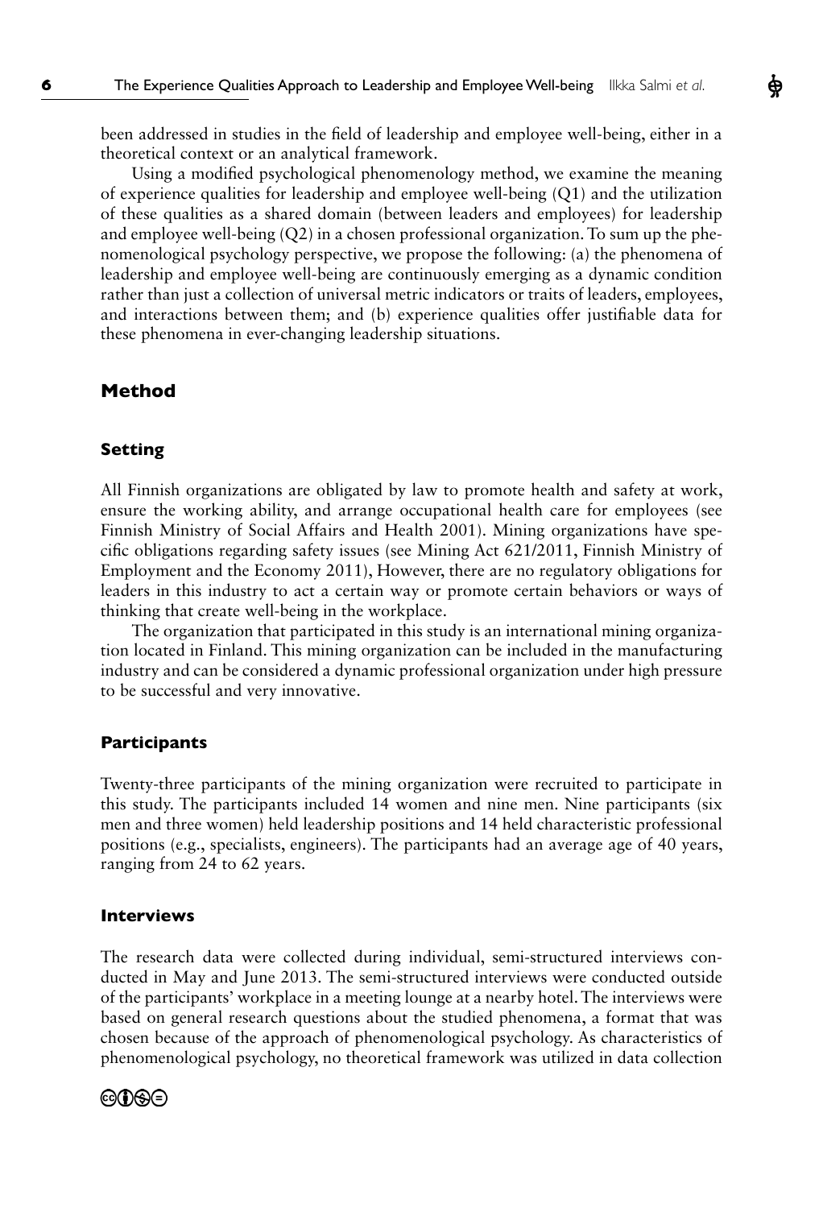been addressed in studies in the field of leadership and employee well-being, either in a theoretical context or an analytical framework.

Using a modified psychological phenomenology method, we examine the meaning of experience qualities for leadership and employee well-being (Q1) and the utilization of these qualities as a shared domain (between leaders and employees) for leadership and employee well-being (Q2) in a chosen professional organization. To sum up the phenomenological psychology perspective, we propose the following: (a) the phenomena of leadership and employee well-being are continuously emerging as a dynamic condition rather than just a collection of universal metric indicators or traits of leaders, employees, and interactions between them; and (b) experience qualities offer justifiable data for these phenomena in ever-changing leadership situations.

## Method

### Setting

All Finnish organizations are obligated by law to promote health and safety at work, ensure the working ability, and arrange occupational health care for employees (see Finnish Ministry of Social Affairs and Health 2001). Mining organizations have specific obligations regarding safety issues (see Mining Act 621/2011, Finnish Ministry of Employment and the Economy 2011), However, there are no regulatory obligations for leaders in this industry to act a certain way or promote certain behaviors or ways of thinking that create well-being in the workplace.

The organization that participated in this study is an international mining organization located in Finland. This mining organization can be included in the manufacturing industry and can be considered a dynamic professional organization under high pressure to be successful and very innovative.

### Participants

Twenty-three participants of the mining organization were recruited to participate in this study. The participants included 14 women and nine men. Nine participants (six men and three women) held leadership positions and 14 held characteristic professional positions (e.g., specialists, engineers). The participants had an average age of 40 years, ranging from 24 to 62 years.

### Interviews

The research data were collected during individual, semi-structured interviews conducted in May and June 2013. The semi-structured interviews were conducted outside of the participants' workplace in a meeting lounge at a nearby hotel. The interviews were based on general research questions about the studied phenomena, a format that was chosen because of the approach of phenomenological psychology. As characteristics of phenomenological psychology, no theoretical framework was utilized in data collection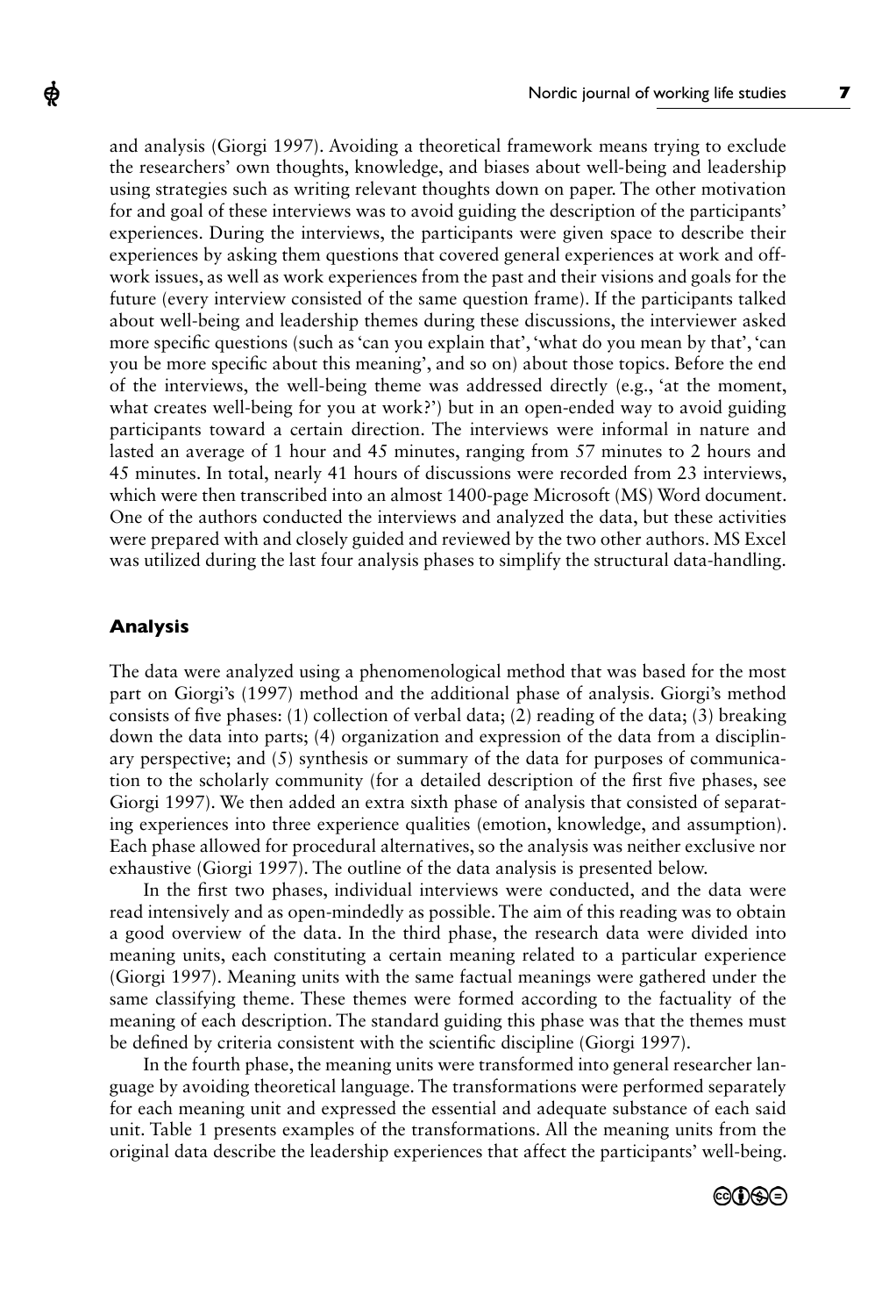and analysis (Giorgi 1997). Avoiding a theoretical framework means trying to exclude the researchers' own thoughts, knowledge, and biases about well-being and leadership using strategies such as writing relevant thoughts down on paper. The other motivation for and goal of these interviews was to avoid guiding the description of the participants' experiences. During the interviews, the participants were given space to describe their experiences by asking them questions that covered general experiences at work and off-work issues, as well as work experiences from the past and their visions and goals for the future (every interview consisted of the same question frame). If the participants talked about well-being and leadership themes during these discussions, the interviewer asked more specific questions (such as 'can you explain that', 'what do you mean by that', 'can you be more specific about this meaning', and so on) about those topics. Before the end of the interviews, the well-being theme was addressed directly (e.g., 'at the moment, what creates well-being for you at work?') but in an open-ended way to avoid guiding participants toward a certain direction. The interviews were informal in nature and lasted an average of 1 hour and 45 minutes, ranging from 57 minutes to 2 hours and 45 minutes. In total, nearly 41 hours of discussions were recorded from 23 interviews, which were then transcribed into an almost 1400-page Microsoft (MS) Word document. One of the authors conducted the interviews and analyzed the data, but these activities were prepared with and closely guided and reviewed by the two other authors. MS Excel was utilized during the last four analysis phases to simplify the structural data-handling.

## Analysis

The data were analyzed using a phenomenological method that was based for the most part on Giorgi's (1997) method and the additional phase of analysis. Giorgi's method consists of five phases: (1) collection of verbal data; (2) reading of the data; (3) breaking down the data into parts; (4) organization and expression of the data from a disciplinary perspective; and (5) synthesis or summary of the data for purposes of communication to the scholarly community (for a detailed description of the first five phases, see Giorgi 1997). We then added an extra sixth phase of analysis that consisted of separating experiences into three experience qualities (emotion, knowledge, and assumption). Each phase allowed for procedural alternatives, so the analysis was neither exclusive nor exhaustive (Giorgi 1997). The outline of the data analysis is presented below.

In the first two phases, individual interviews were conducted, and the data were read intensively and as open-mindedly as possible. The aim of this reading was to obtain a good overview of the data. In the third phase, the research data were divided into meaning units, each constituting a certain meaning related to a particular experience (Giorgi 1997). Meaning units with the same factual meanings were gathered under the same classifying theme. These themes were formed according to the factuality of the meaning of each description. The standard guiding this phase was that the themes must be defined by criteria consistent with the scientific discipline (Giorgi 1997).

In the fourth phase, the meaning units were transformed into general researcher language by avoiding theoretical language. The transformations were performed separately for each meaning unit and expressed the essential and adequate substance of each said unit. Table 1 presents examples of the transformations. All the meaning units from the original data describe the leadership experiences that affect the participants' well-being.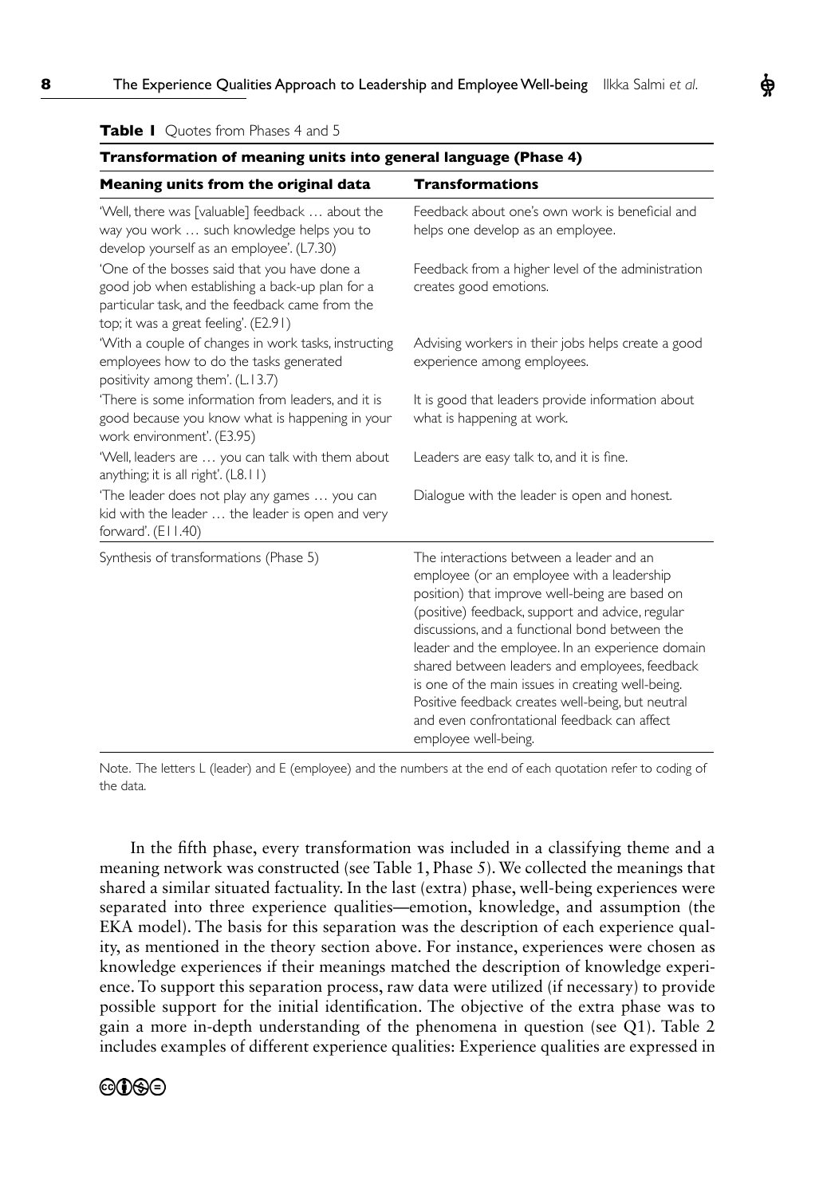**Table 1** Quotes from Phases 4 and 5

| **Transformation of meaning units into general language (Phase 4)** | |
|---|---|
| **Meaning units from the original data** | **Transformations** |
| 'Well, there was [valuable] feedback … about the way you work … such knowledge helps you to develop yourself as an employee'. (L7.30) | Feedback about one's own work is beneficial and helps one develop as an employee. |
| 'One of the bosses said that you have done a good job when establishing a back-up plan for a particular task, and the feedback came from the top; it was a great feeling'. (E2.91) | Feedback from a higher level of the administration creates good emotions. |
| 'With a couple of changes in work tasks, instructing employees how to do the tasks generated positivity among them'. (L.13.7) | Advising workers in their jobs helps create a good experience among employees. |
| 'There is some information from leaders, and it is good because you know what is happening in your work environment'. (E3.95) | It is good that leaders provide information about what is happening at work. |
| 'Well, leaders are … you can talk with them about anything; it is all right'. (L8.11) | Leaders are easy talk to, and it is fine. |
| 'The leader does not play any games … you can kid with the leader … the leader is open and very forward'. (E11.40) | Dialogue with the leader is open and honest. |
| Synthesis of transformations (Phase 5) | The interactions between a leader and an employee (or an employee with a leadership position) that improve well-being are based on (positive) feedback, support and advice, regular discussions, and a functional bond between the leader and the employee. In an experience domain shared between leaders and employees, feedback is one of the main issues in creating well-being. Positive feedback creates well-being, but neutral and even confrontational feedback can affect employee well-being. |

Note. The letters L (leader) and E (employee) and the numbers at the end of each quotation refer to coding of the data.

In the fifth phase, every transformation was included in a classifying theme and a meaning network was constructed (see Table 1, Phase 5). We collected the meanings that shared a similar situated factuality. In the last (extra) phase, well-being experiences were separated into three experience qualities—emotion, knowledge, and assumption (the EKA model). The basis for this separation was the description of each experience quality, as mentioned in the theory section above. For instance, experiences were chosen as knowledge experiences if their meanings matched the description of knowledge experience. To support this separation process, raw data were utilized (if necessary) to provide possible support for the initial identification. The objective of the extra phase was to gain a more in-depth understanding of the phenomena in question (see Q1). Table 2 includes examples of different experience qualities: Experience qualities are expressed in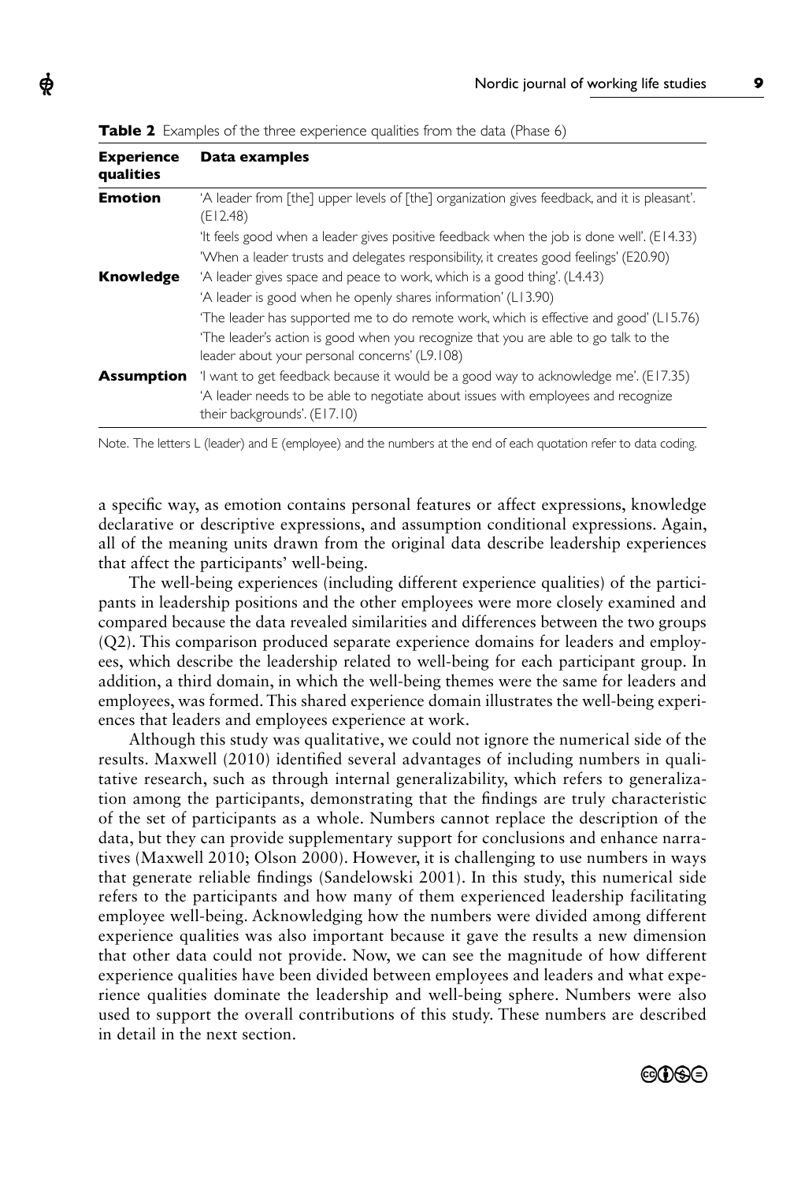**Table 2** Examples of the three experience qualities from the data (Phase 6)

| Experience qualities | Data examples |
|---|---|
| **Emotion** | 'A leader from [the] upper levels of [the] organization gives feedback, and it is pleasant'. (E12.48) |
| | 'It feels good when a leader gives positive feedback when the job is done well'. (E14.33) |
| | 'When a leader trusts and delegates responsibility, it creates good feelings' (E20.90) |
| **Knowledge** | 'A leader gives space and peace to work, which is a good thing'. (L4.43) |
| | 'A leader is good when he openly shares information' (L13.90) |
| | 'The leader has supported me to do remote work, which is effective and good' (L15.76) |
| | 'The leader's action is good when you recognize that you are able to go talk to the leader about your personal concerns' (L9.108) |
| **Assumption** | 'I want to get feedback because it would be a good way to acknowledge me'. (E17.35) |
| | 'A leader needs to be able to negotiate about issues with employees and recognize their backgrounds'. (E17.10) |

Note. The letters L (leader) and E (employee) and the numbers at the end of each quotation refer to data coding.

a specific way, as emotion contains personal features or affect expressions, knowledge declarative or descriptive expressions, and assumption conditional expressions. Again, all of the meaning units drawn from the original data describe leadership experiences that affect the participants' well-being.

The well-being experiences (including different experience qualities) of the participants in leadership positions and the other employees were more closely examined and compared because the data revealed similarities and differences between the two groups (Q2). This comparison produced separate experience domains for leaders and employees, which describe the leadership related to well-being for each participant group. In addition, a third domain, in which the well-being themes were the same for leaders and employees, was formed. This shared experience domain illustrates the well-being experiences that leaders and employees experience at work.

Although this study was qualitative, we could not ignore the numerical side of the results. Maxwell (2010) identified several advantages of including numbers in qualitative research, such as through internal generalizability, which refers to generalization among the participants, demonstrating that the findings are truly characteristic of the set of participants as a whole. Numbers cannot replace the description of the data, but they can provide supplementary support for conclusions and enhance narratives (Maxwell 2010; Olson 2000). However, it is challenging to use numbers in ways that generate reliable findings (Sandelowski 2001). In this study, this numerical side refers to the participants and how many of them experienced leadership facilitating employee well-being. Acknowledging how the numbers were divided among different experience qualities was also important because it gave the results a new dimension that other data could not provide. Now, we can see the magnitude of how different experience qualities have been divided between employees and leaders and what experience qualities dominate the leadership and well-being sphere. Numbers were also used to support the overall contributions of this study. These numbers are described in detail in the next section.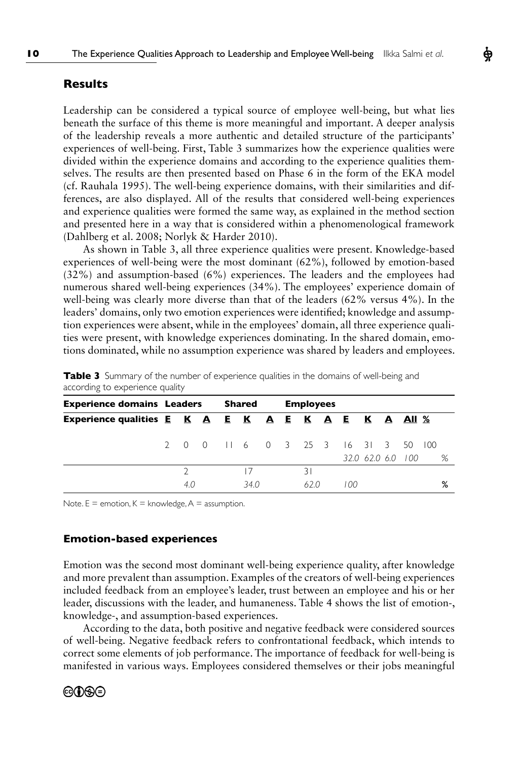## Results

Leadership can be considered a typical source of employee well-being, but what lies beneath the surface of this theme is more meaningful and important. A deeper analysis of the leadership reveals a more authentic and detailed structure of the participants' experiences of well-being. First, Table 3 summarizes how the experience qualities were divided within the experience domains and according to the experience qualities themselves. The results are then presented based on Phase 6 in the form of the EKA model (cf. Rauhala 1995). The well-being experience domains, with their similarities and differences, are also displayed. All of the results that considered well-being experiences and experience qualities were formed the same way, as explained in the method section and presented here in a way that is considered within a phenomenological framework (Dahlberg et al. 2008; Norlyk & Harder 2010).

As shown in Table 3, all three experience qualities were present. Knowledge-based experiences of well-being were the most dominant (62%), followed by emotion-based (32%) and assumption-based (6%) experiences. The leaders and the employees had numerous shared well-being experiences (34%). The employees' experience domain of well-being was clearly more diverse than that of the leaders (62% versus 4%). In the leaders' domains, only two emotion experiences were identified; knowledge and assumption experiences were absent, while in the employees' domain, all three experience qualities were present, with knowledge experiences dominating. In the shared domain, emotions dominated, while no assumption experience was shared by leaders and employees.

**Table 3** Summary of the number of experience qualities in the domains of well-being and according to experience quality

| **Experience domains** | **Leaders** | | | **Shared** | | | **Employees** | | | | | | | |
|---|---|---|---|---|---|---|---|---|---|---|---|---|---|---|
| **Experience qualities** | **E** | **K** | **A** | **E** | **K** | **A** | **E** | **K** | **A** | **E** | **K** | **A** | **All** | **%** |
| | 2 | 0 | 0 | 11 | 6 | 0 | 3 | 25 | 3 | 16 | 31 | 3 | 50 | 100 |
| | | | | | | | | | | *32.0* | *62.0* | *6.0* | *100* | % |
| | | 2 | | | 17 | | | 31 | | | | | | |
| | | *4.0* | | | *34.0* | | | *62.0* | | *100* | | | | % |

Note. E = emotion, K = knowledge, A = assumption.

## Emotion-based experiences

Emotion was the second most dominant well-being experience quality, after knowledge and more prevalent than assumption. Examples of the creators of well-being experiences included feedback from an employee's leader, trust between an employee and his or her leader, discussions with the leader, and humaneness. Table 4 shows the list of emotion-, knowledge-, and assumption-based experiences.

According to the data, both positive and negative feedback were considered sources of well-being. Negative feedback refers to confrontational feedback, which intends to correct some elements of job performance. The importance of feedback for well-being is manifested in various ways. Employees considered themselves or their jobs meaningful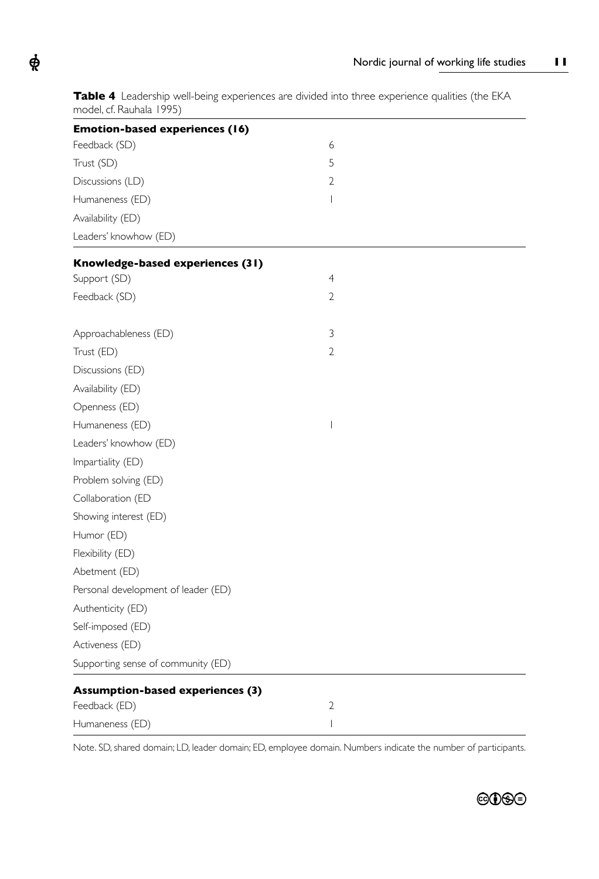**Table 4** Leadership well-being experiences are divided into three experience qualities (the EKA model, cf. Rauhala 1995)

| **Emotion-based experiences (16)** | |
|---|---|
| Feedback (SD) | 6 |
| Trust (SD) | 5 |
| Discussions (LD) | 2 |
| Humaneness (ED) | 1 |
| Availability (ED) | |
| Leaders' knowhow (ED) | |
| **Knowledge-based experiences (31)** | |
| Support (SD) | 4 |
| Feedback (SD) | 2 |
| | |
| Approachableness (ED) | 3 |
| Trust (ED) | 2 |
| Discussions (ED) | |
| Availability (ED) | |
| Openness (ED) | |
| Humaneness (ED) | 1 |
| Leaders' knowhow (ED) | |
| Impartiality (ED) | |
| Problem solving (ED) | |
| Collaboration (ED | |
| Showing interest (ED) | |
| Humor (ED) | |
| Flexibility (ED) | |
| Abetment (ED) | |
| Personal development of leader (ED) | |
| Authenticity (ED) | |
| Self-imposed (ED) | |
| Activeness (ED) | |
| Supporting sense of community (ED) | |
| **Assumption-based experiences (3)** | |
| Feedback (ED) | 2 |
| Humaneness (ED) | 1 |

Note. SD, shared domain; LD, leader domain; ED, employee domain. Numbers indicate the number of participants.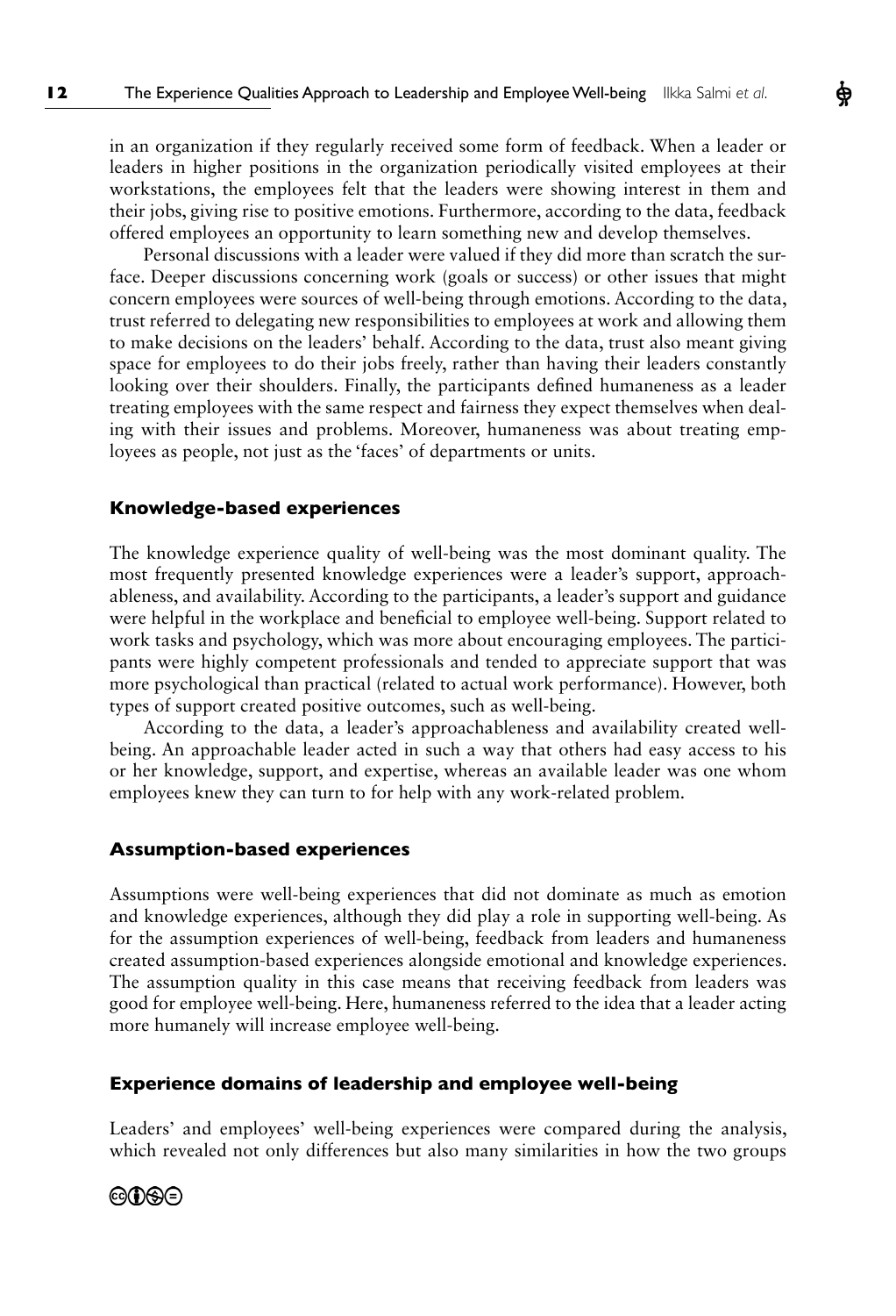in an organization if they regularly received some form of feedback. When a leader or leaders in higher positions in the organization periodically visited employees at their workstations, the employees felt that the leaders were showing interest in them and their jobs, giving rise to positive emotions. Furthermore, according to the data, feedback offered employees an opportunity to learn something new and develop themselves.

Personal discussions with a leader were valued if they did more than scratch the surface. Deeper discussions concerning work (goals or success) or other issues that might concern employees were sources of well-being through emotions. According to the data, trust referred to delegating new responsibilities to employees at work and allowing them to make decisions on the leaders' behalf. According to the data, trust also meant giving space for employees to do their jobs freely, rather than having their leaders constantly looking over their shoulders. Finally, the participants defined humaneness as a leader treating employees with the same respect and fairness they expect themselves when dealing with their issues and problems. Moreover, humaneness was about treating employees as people, not just as the 'faces' of departments or units.

### Knowledge-based experiences

The knowledge experience quality of well-being was the most dominant quality. The most frequently presented knowledge experiences were a leader's support, approachableness, and availability. According to the participants, a leader's support and guidance were helpful in the workplace and beneficial to employee well-being. Support related to work tasks and psychology, which was more about encouraging employees. The participants were highly competent professionals and tended to appreciate support that was more psychological than practical (related to actual work performance). However, both types of support created positive outcomes, such as well-being.

According to the data, a leader's approachableness and availability created well-being. An approachable leader acted in such a way that others had easy access to his or her knowledge, support, and expertise, whereas an available leader was one whom employees knew they can turn to for help with any work-related problem.

### Assumption-based experiences

Assumptions were well-being experiences that did not dominate as much as emotion and knowledge experiences, although they did play a role in supporting well-being. As for the assumption experiences of well-being, feedback from leaders and humaneness created assumption-based experiences alongside emotional and knowledge experiences. The assumption quality in this case means that receiving feedback from leaders was good for employee well-being. Here, humaneness referred to the idea that a leader acting more humanely will increase employee well-being.

### Experience domains of leadership and employee well-being

Leaders' and employees' well-being experiences were compared during the analysis, which revealed not only differences but also many similarities in how the two groups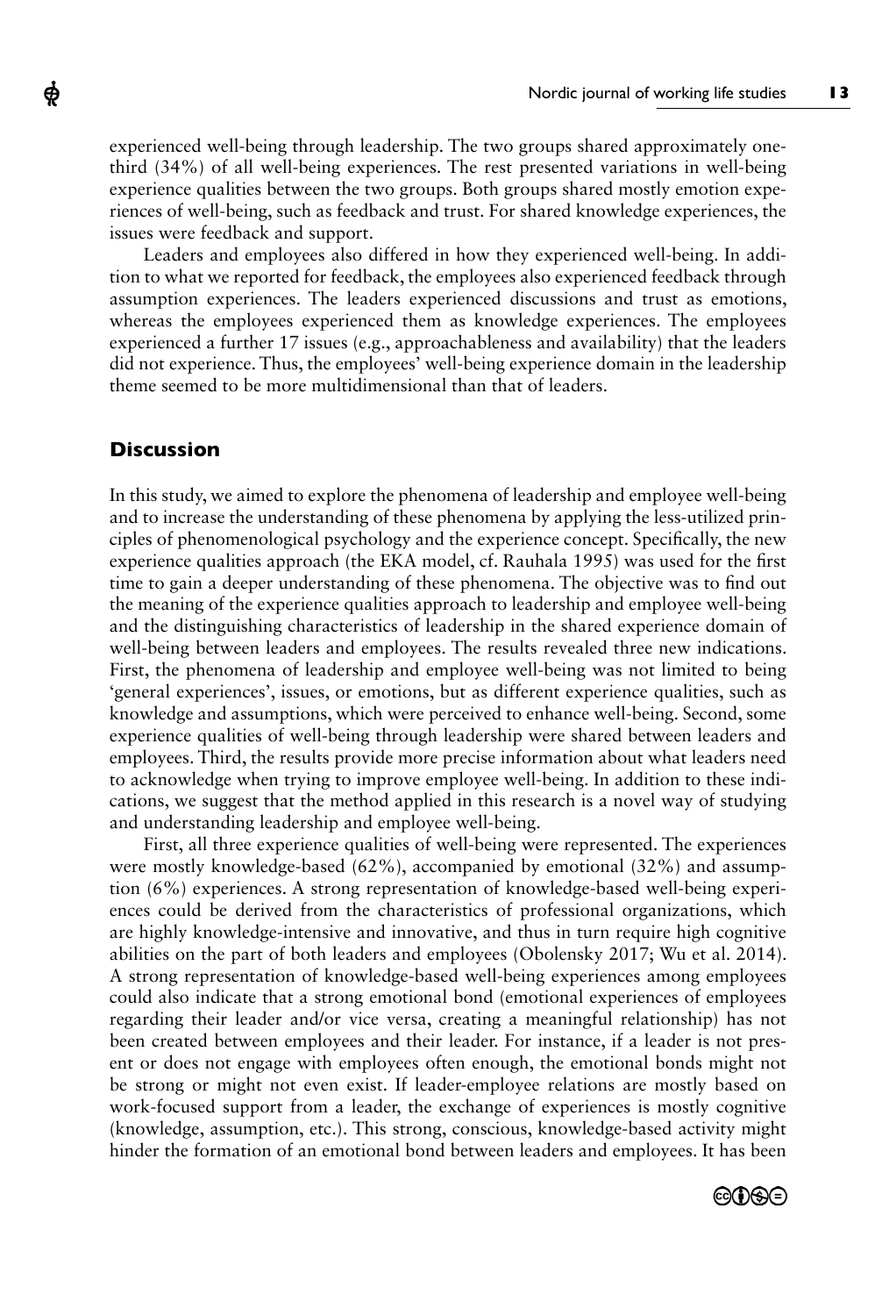experienced well-being through leadership. The two groups shared approximately one-third (34%) of all well-being experiences. The rest presented variations in well-being experience qualities between the two groups. Both groups shared mostly emotion experiences of well-being, such as feedback and trust. For shared knowledge experiences, the issues were feedback and support.

Leaders and employees also differed in how they experienced well-being. In addition to what we reported for feedback, the employees also experienced feedback through assumption experiences. The leaders experienced discussions and trust as emotions, whereas the employees experienced them as knowledge experiences. The employees experienced a further 17 issues (e.g., approachableness and availability) that the leaders did not experience. Thus, the employees' well-being experience domain in the leadership theme seemed to be more multidimensional than that of leaders.

## Discussion

In this study, we aimed to explore the phenomena of leadership and employee well-being and to increase the understanding of these phenomena by applying the less-utilized principles of phenomenological psychology and the experience concept. Specifically, the new experience qualities approach (the EKA model, cf. Rauhala 1995) was used for the first time to gain a deeper understanding of these phenomena. The objective was to find out the meaning of the experience qualities approach to leadership and employee well-being and the distinguishing characteristics of leadership in the shared experience domain of well-being between leaders and employees. The results revealed three new indications. First, the phenomena of leadership and employee well-being was not limited to being 'general experiences', issues, or emotions, but as different experience qualities, such as knowledge and assumptions, which were perceived to enhance well-being. Second, some experience qualities of well-being through leadership were shared between leaders and employees. Third, the results provide more precise information about what leaders need to acknowledge when trying to improve employee well-being. In addition to these indications, we suggest that the method applied in this research is a novel way of studying and understanding leadership and employee well-being.

First, all three experience qualities of well-being were represented. The experiences were mostly knowledge-based (62%), accompanied by emotional (32%) and assumption (6%) experiences. A strong representation of knowledge-based well-being experiences could be derived from the characteristics of professional organizations, which are highly knowledge-intensive and innovative, and thus in turn require high cognitive abilities on the part of both leaders and employees (Obolensky 2017; Wu et al. 2014). A strong representation of knowledge-based well-being experiences among employees could also indicate that a strong emotional bond (emotional experiences of employees regarding their leader and/or vice versa, creating a meaningful relationship) has not been created between employees and their leader. For instance, if a leader is not present or does not engage with employees often enough, the emotional bonds might not be strong or might not even exist. If leader-employee relations are mostly based on work-focused support from a leader, the exchange of experiences is mostly cognitive (knowledge, assumption, etc.). This strong, conscious, knowledge-based activity might hinder the formation of an emotional bond between leaders and employees. It has been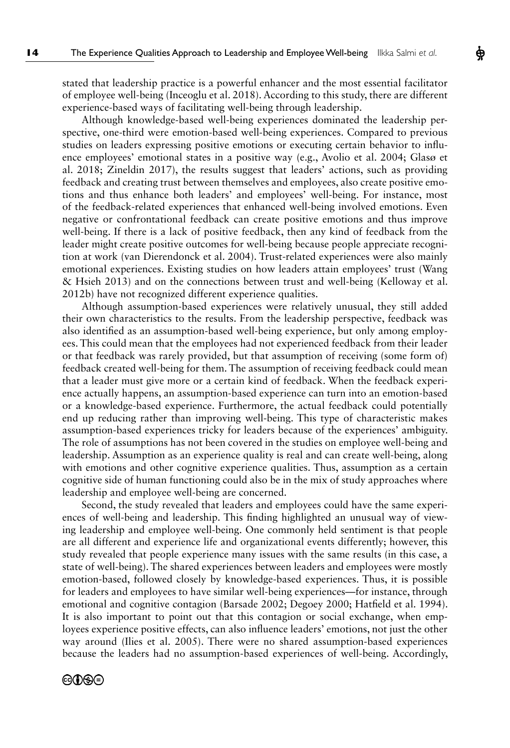stated that leadership practice is a powerful enhancer and the most essential facilitator of employee well-being (Inceoglu et al. 2018). According to this study, there are different experience-based ways of facilitating well-being through leadership.

Although knowledge-based well-being experiences dominated the leadership perspective, one-third were emotion-based well-being experiences. Compared to previous studies on leaders expressing positive emotions or executing certain behavior to influence employees' emotional states in a positive way (e.g., Avolio et al. 2004; Glasø et al. 2018; Zineldin 2017), the results suggest that leaders' actions, such as providing feedback and creating trust between themselves and employees, also create positive emotions and thus enhance both leaders' and employees' well-being. For instance, most of the feedback-related experiences that enhanced well-being involved emotions. Even negative or confrontational feedback can create positive emotions and thus improve well-being. If there is a lack of positive feedback, then any kind of feedback from the leader might create positive outcomes for well-being because people appreciate recognition at work (van Dierendonck et al. 2004). Trust-related experiences were also mainly emotional experiences. Existing studies on how leaders attain employees' trust (Wang & Hsieh 2013) and on the connections between trust and well-being (Kelloway et al. 2012b) have not recognized different experience qualities.

Although assumption-based experiences were relatively unusual, they still added their own characteristics to the results. From the leadership perspective, feedback was also identified as an assumption-based well-being experience, but only among employees. This could mean that the employees had not experienced feedback from their leader or that feedback was rarely provided, but that assumption of receiving (some form of) feedback created well-being for them. The assumption of receiving feedback could mean that a leader must give more or a certain kind of feedback. When the feedback experience actually happens, an assumption-based experience can turn into an emotion-based or a knowledge-based experience. Furthermore, the actual feedback could potentially end up reducing rather than improving well-being. This type of characteristic makes assumption-based experiences tricky for leaders because of the experiences' ambiguity. The role of assumptions has not been covered in the studies on employee well-being and leadership. Assumption as an experience quality is real and can create well-being, along with emotions and other cognitive experience qualities. Thus, assumption as a certain cognitive side of human functioning could also be in the mix of study approaches where leadership and employee well-being are concerned.

Second, the study revealed that leaders and employees could have the same experiences of well-being and leadership. This finding highlighted an unusual way of viewing leadership and employee well-being. One commonly held sentiment is that people are all different and experience life and organizational events differently; however, this study revealed that people experience many issues with the same results (in this case, a state of well-being). The shared experiences between leaders and employees were mostly emotion-based, followed closely by knowledge-based experiences. Thus, it is possible for leaders and employees to have similar well-being experiences—for instance, through emotional and cognitive contagion (Barsade 2002; Degoey 2000; Hatfield et al. 1994). It is also important to point out that this contagion or social exchange, when employees experience positive effects, can also influence leaders' emotions, not just the other way around (Ilies et al. 2005). There were no shared assumption-based experiences because the leaders had no assumption-based experiences of well-being. Accordingly,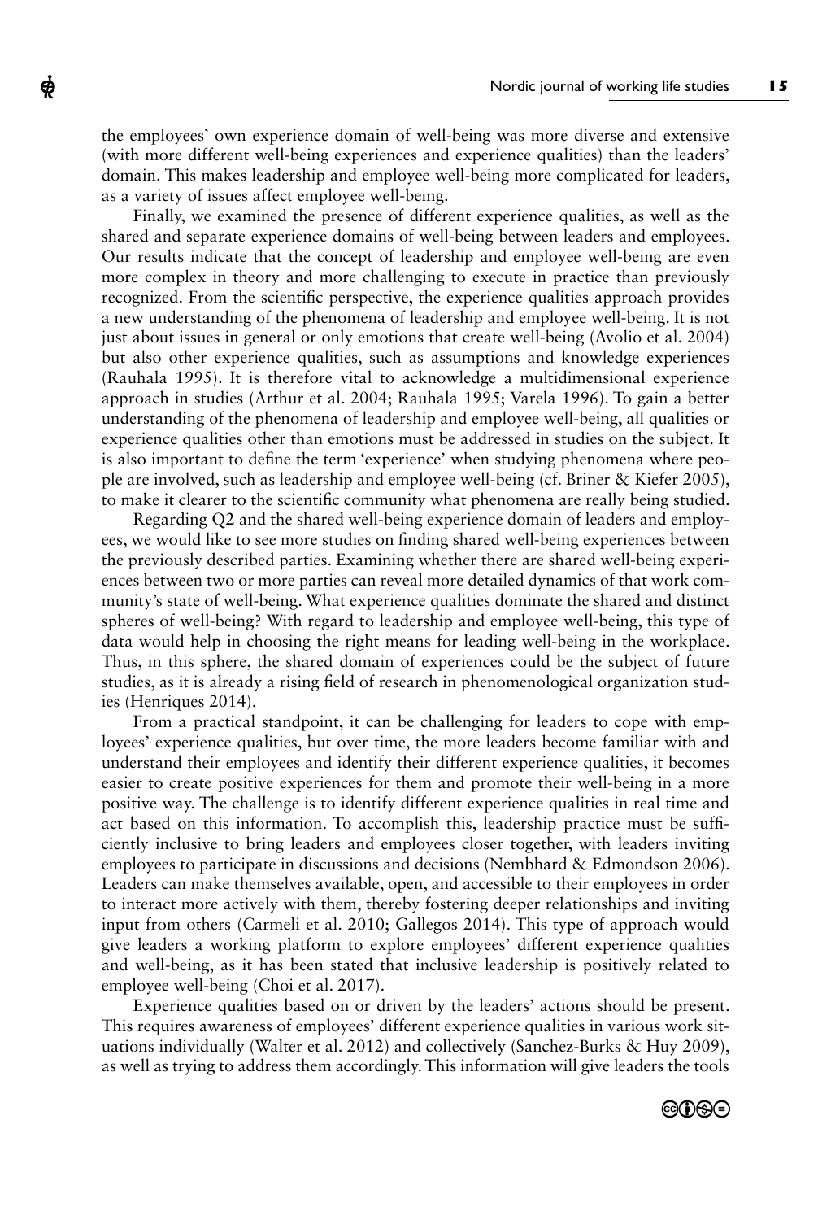the employees' own experience domain of well-being was more diverse and extensive (with more different well-being experiences and experience qualities) than the leaders' domain. This makes leadership and employee well-being more complicated for leaders, as a variety of issues affect employee well-being.

Finally, we examined the presence of different experience qualities, as well as the shared and separate experience domains of well-being between leaders and employees. Our results indicate that the concept of leadership and employee well-being are even more complex in theory and more challenging to execute in practice than previously recognized. From the scientific perspective, the experience qualities approach provides a new understanding of the phenomena of leadership and employee well-being. It is not just about issues in general or only emotions that create well-being (Avolio et al. 2004) but also other experience qualities, such as assumptions and knowledge experiences (Rauhala 1995). It is therefore vital to acknowledge a multidimensional experience approach in studies (Arthur et al. 2004; Rauhala 1995; Varela 1996). To gain a better understanding of the phenomena of leadership and employee well-being, all qualities or experience qualities other than emotions must be addressed in studies on the subject. It is also important to define the term 'experience' when studying phenomena where people are involved, such as leadership and employee well-being (cf. Briner & Kiefer 2005), to make it clearer to the scientific community what phenomena are really being studied.

Regarding Q2 and the shared well-being experience domain of leaders and employees, we would like to see more studies on finding shared well-being experiences between the previously described parties. Examining whether there are shared well-being experiences between two or more parties can reveal more detailed dynamics of that work community's state of well-being. What experience qualities dominate the shared and distinct spheres of well-being? With regard to leadership and employee well-being, this type of data would help in choosing the right means for leading well-being in the workplace. Thus, in this sphere, the shared domain of experiences could be the subject of future studies, as it is already a rising field of research in phenomenological organization studies (Henriques 2014).

From a practical standpoint, it can be challenging for leaders to cope with employees' experience qualities, but over time, the more leaders become familiar with and understand their employees and identify their different experience qualities, it becomes easier to create positive experiences for them and promote their well-being in a more positive way. The challenge is to identify different experience qualities in real time and act based on this information. To accomplish this, leadership practice must be sufficiently inclusive to bring leaders and employees closer together, with leaders inviting employees to participate in discussions and decisions (Nembhard & Edmondson 2006). Leaders can make themselves available, open, and accessible to their employees in order to interact more actively with them, thereby fostering deeper relationships and inviting input from others (Carmeli et al. 2010; Gallegos 2014). This type of approach would give leaders a working platform to explore employees' different experience qualities and well-being, as it has been stated that inclusive leadership is positively related to employee well-being (Choi et al. 2017).

Experience qualities based on or driven by the leaders' actions should be present. This requires awareness of employees' different experience qualities in various work situations individually (Walter et al. 2012) and collectively (Sanchez-Burks & Huy 2009), as well as trying to address them accordingly. This information will give leaders the tools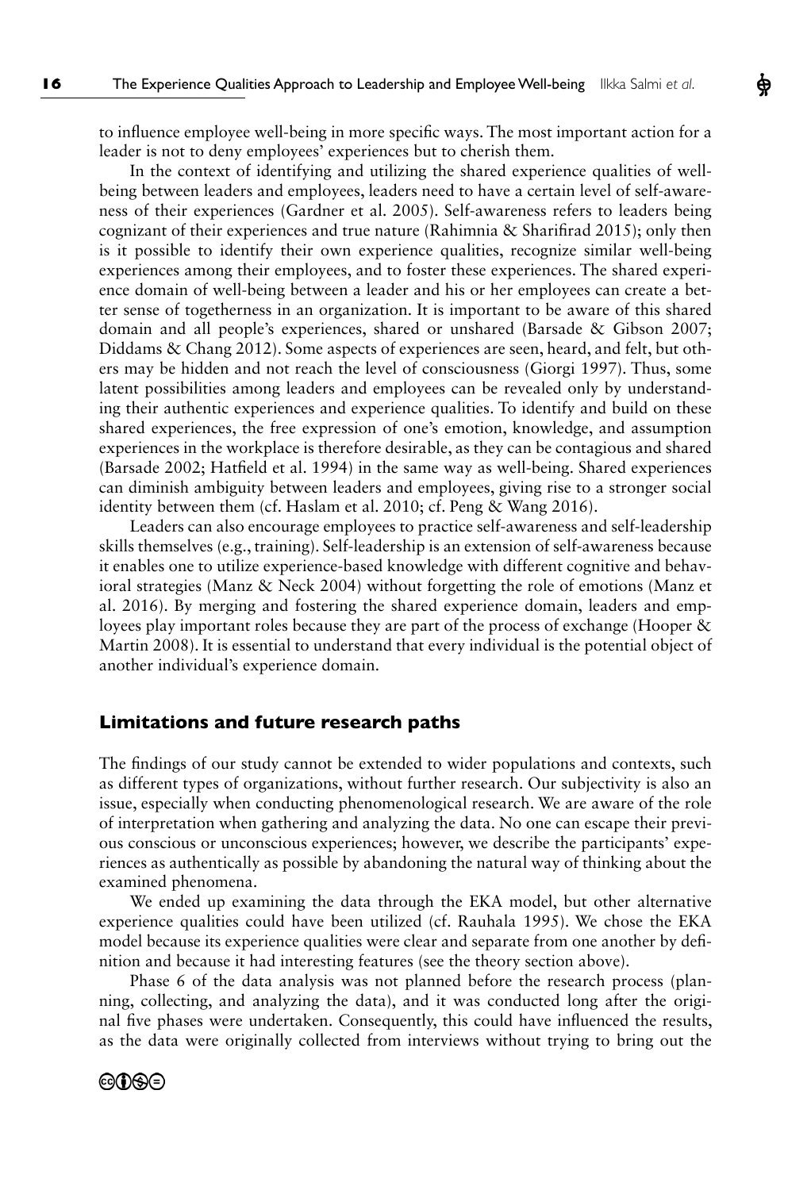to influence employee well-being in more specific ways. The most important action for a leader is not to deny employees' experiences but to cherish them.

In the context of identifying and utilizing the shared experience qualities of well-being between leaders and employees, leaders need to have a certain level of self-awareness of their experiences (Gardner et al. 2005). Self-awareness refers to leaders being cognizant of their experiences and true nature (Rahimnia & Sharifirad 2015); only then is it possible to identify their own experience qualities, recognize similar well-being experiences among their employees, and to foster these experiences. The shared experience domain of well-being between a leader and his or her employees can create a better sense of togetherness in an organization. It is important to be aware of this shared domain and all people's experiences, shared or unshared (Barsade & Gibson 2007; Diddams & Chang 2012). Some aspects of experiences are seen, heard, and felt, but others may be hidden and not reach the level of consciousness (Giorgi 1997). Thus, some latent possibilities among leaders and employees can be revealed only by understanding their authentic experiences and experience qualities. To identify and build on these shared experiences, the free expression of one's emotion, knowledge, and assumption experiences in the workplace is therefore desirable, as they can be contagious and shared (Barsade 2002; Hatfield et al. 1994) in the same way as well-being. Shared experiences can diminish ambiguity between leaders and employees, giving rise to a stronger social identity between them (cf. Haslam et al. 2010; cf. Peng & Wang 2016).

Leaders can also encourage employees to practice self-awareness and self-leadership skills themselves (e.g., training). Self-leadership is an extension of self-awareness because it enables one to utilize experience-based knowledge with different cognitive and behavioral strategies (Manz & Neck 2004) without forgetting the role of emotions (Manz et al. 2016). By merging and fostering the shared experience domain, leaders and employees play important roles because they are part of the process of exchange (Hooper & Martin 2008). It is essential to understand that every individual is the potential object of another individual's experience domain.

## Limitations and future research paths

The findings of our study cannot be extended to wider populations and contexts, such as different types of organizations, without further research. Our subjectivity is also an issue, especially when conducting phenomenological research. We are aware of the role of interpretation when gathering and analyzing the data. No one can escape their previous conscious or unconscious experiences; however, we describe the participants' experiences as authentically as possible by abandoning the natural way of thinking about the examined phenomena.

We ended up examining the data through the EKA model, but other alternative experience qualities could have been utilized (cf. Rauhala 1995). We chose the EKA model because its experience qualities were clear and separate from one another by definition and because it had interesting features (see the theory section above).

Phase 6 of the data analysis was not planned before the research process (planning, collecting, and analyzing the data), and it was conducted long after the original five phases were undertaken. Consequently, this could have influenced the results, as the data were originally collected from interviews without trying to bring out the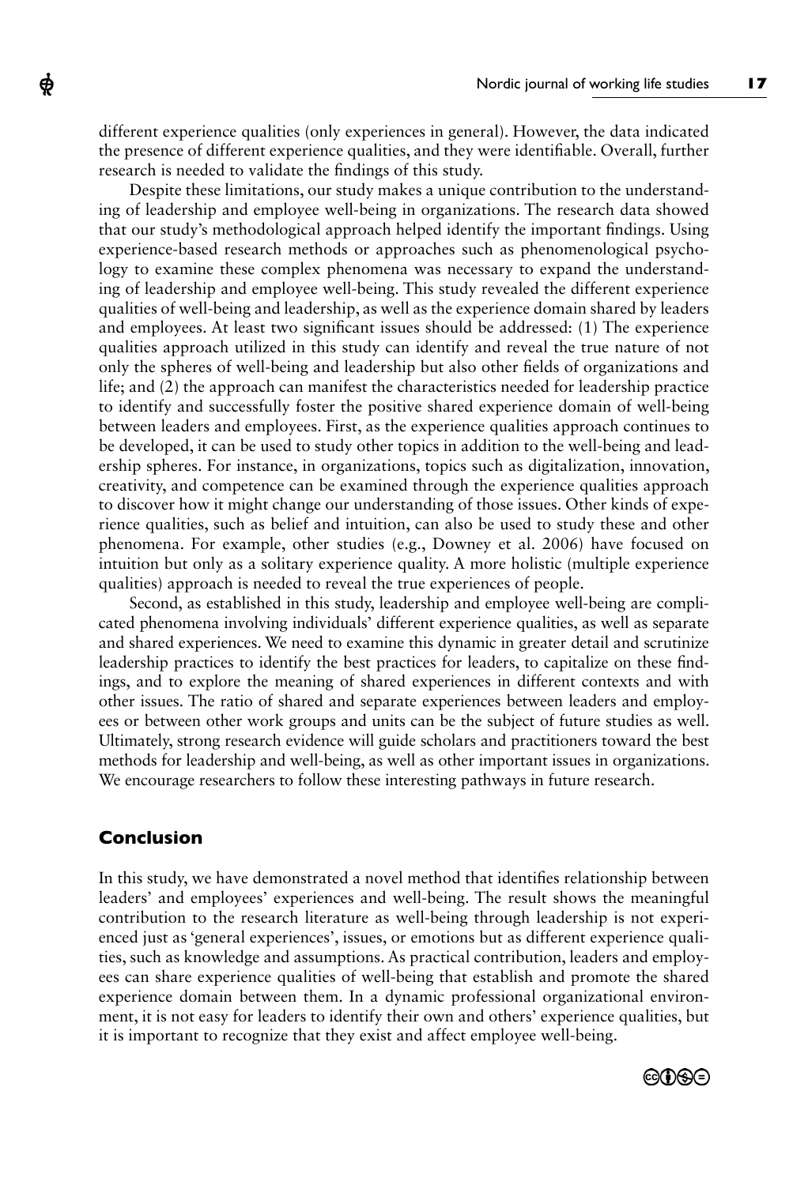different experience qualities (only experiences in general). However, the data indicated the presence of different experience qualities, and they were identifiable. Overall, further research is needed to validate the findings of this study.

Despite these limitations, our study makes a unique contribution to the understanding of leadership and employee well-being in organizations. The research data showed that our study's methodological approach helped identify the important findings. Using experience-based research methods or approaches such as phenomenological psychology to examine these complex phenomena was necessary to expand the understanding of leadership and employee well-being. This study revealed the different experience qualities of well-being and leadership, as well as the experience domain shared by leaders and employees. At least two significant issues should be addressed: (1) The experience qualities approach utilized in this study can identify and reveal the true nature of not only the spheres of well-being and leadership but also other fields of organizations and life; and (2) the approach can manifest the characteristics needed for leadership practice to identify and successfully foster the positive shared experience domain of well-being between leaders and employees. First, as the experience qualities approach continues to be developed, it can be used to study other topics in addition to the well-being and leadership spheres. For instance, in organizations, topics such as digitalization, innovation, creativity, and competence can be examined through the experience qualities approach to discover how it might change our understanding of those issues. Other kinds of experience qualities, such as belief and intuition, can also be used to study these and other phenomena. For example, other studies (e.g., Downey et al. 2006) have focused on intuition but only as a solitary experience quality. A more holistic (multiple experience qualities) approach is needed to reveal the true experiences of people.

Second, as established in this study, leadership and employee well-being are complicated phenomena involving individuals' different experience qualities, as well as separate and shared experiences. We need to examine this dynamic in greater detail and scrutinize leadership practices to identify the best practices for leaders, to capitalize on these findings, and to explore the meaning of shared experiences in different contexts and with other issues. The ratio of shared and separate experiences between leaders and employees or between other work groups and units can be the subject of future studies as well. Ultimately, strong research evidence will guide scholars and practitioners toward the best methods for leadership and well-being, as well as other important issues in organizations. We encourage researchers to follow these interesting pathways in future research.

## Conclusion

In this study, we have demonstrated a novel method that identifies relationship between leaders' and employees' experiences and well-being. The result shows the meaningful contribution to the research literature as well-being through leadership is not experienced just as 'general experiences', issues, or emotions but as different experience qualities, such as knowledge and assumptions. As practical contribution, leaders and employees can share experience qualities of well-being that establish and promote the shared experience domain between them. In a dynamic professional organizational environment, it is not easy for leaders to identify their own and others' experience qualities, but it is important to recognize that they exist and affect employee well-being.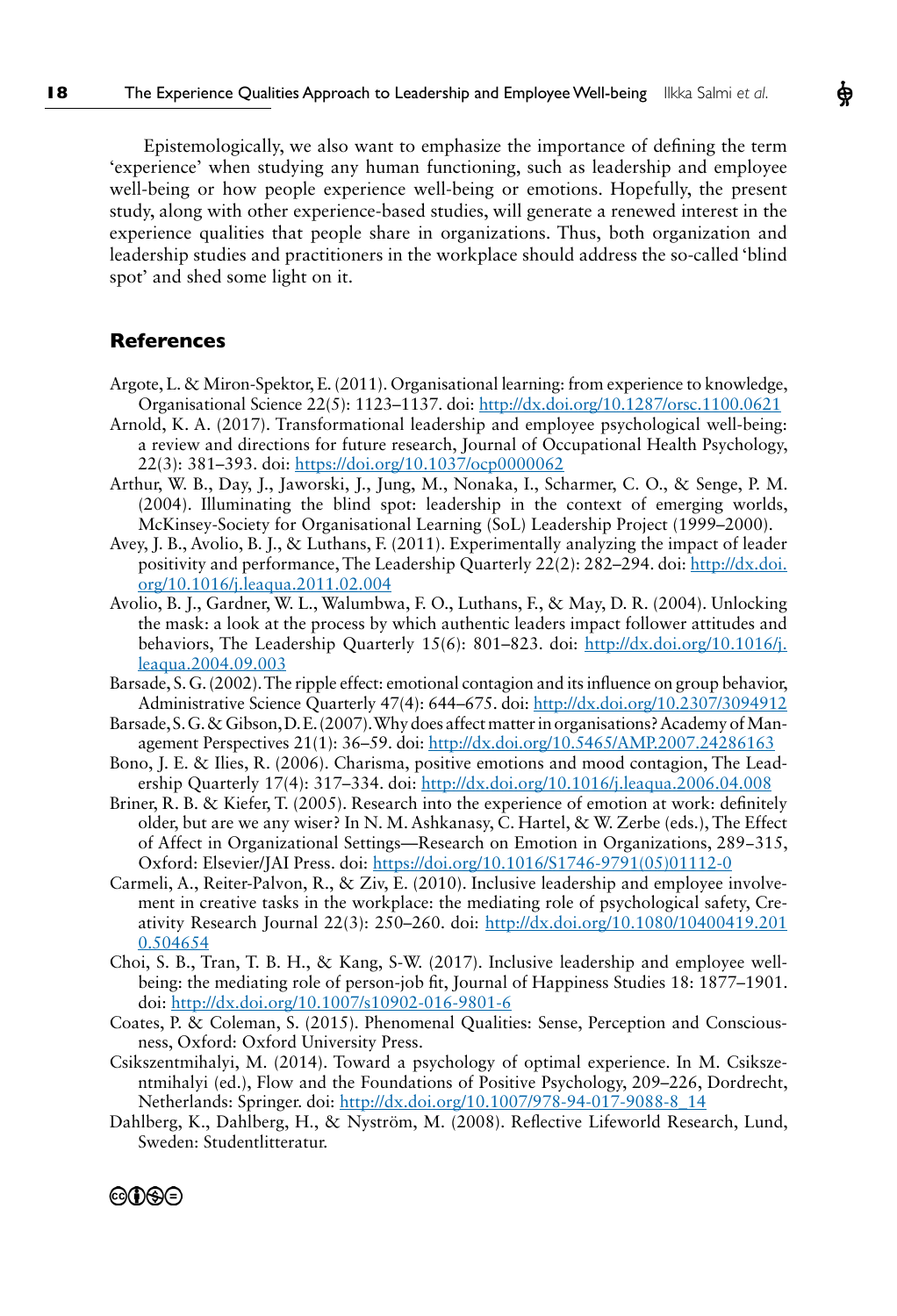Epistemologically, we also want to emphasize the importance of defining the term 'experience' when studying any human functioning, such as leadership and employee well-being or how people experience well-being or emotions. Hopefully, the present study, along with other experience-based studies, will generate a renewed interest in the experience qualities that people share in organizations. Thus, both organization and leadership studies and practitioners in the workplace should address the so-called 'blind spot' and shed some light on it.

## References

Argote, L. & Miron-Spektor, E. (2011). Organisational learning: from experience to knowledge, Organisational Science 22(5): 1123–1137. doi: http://dx.doi.org/10.1287/orsc.1100.0621

Arnold, K. A. (2017). Transformational leadership and employee psychological well-being: a review and directions for future research, Journal of Occupational Health Psychology, 22(3): 381–393. doi: https://doi.org/10.1037/ocp0000062

Arthur, W. B., Day, J., Jaworski, J., Jung, M., Nonaka, I., Scharmer, C. O., & Senge, P. M. (2004). Illuminating the blind spot: leadership in the context of emerging worlds, McKinsey-Society for Organisational Learning (SoL) Leadership Project (1999–2000).

Avey, J. B., Avolio, B. J., & Luthans, F. (2011). Experimentally analyzing the impact of leader positivity and performance, The Leadership Quarterly 22(2): 282–294. doi: http://dx.doi.org/10.1016/j.leaqua.2011.02.004

Avolio, B. J., Gardner, W. L., Walumbwa, F. O., Luthans, F., & May, D. R. (2004). Unlocking the mask: a look at the process by which authentic leaders impact follower attitudes and behaviors, The Leadership Quarterly 15(6): 801–823. doi: http://dx.doi.org/10.1016/j.leaqua.2004.09.003

Barsade, S. G. (2002). The ripple effect: emotional contagion and its influence on group behavior, Administrative Science Quarterly 47(4): 644–675. doi: http://dx.doi.org/10.2307/3094912

Barsade, S. G. & Gibson, D. E. (2007). Why does affect matter in organisations? Academy of Management Perspectives 21(1): 36–59. doi: http://dx.doi.org/10.5465/AMP.2007.24286163

Bono, J. E. & Ilies, R. (2006). Charisma, positive emotions and mood contagion, The Leadership Quarterly 17(4): 317–334. doi: http://dx.doi.org/10.1016/j.leaqua.2006.04.008

Briner, R. B. & Kiefer, T. (2005). Research into the experience of emotion at work: definitely older, but are we any wiser? In N. M. Ashkanasy, C. Hartel, & W. Zerbe (eds.), The Effect of Affect in Organizational Settings—Research on Emotion in Organizations, 289–315, Oxford: Elsevier/JAI Press. doi: https://doi.org/10.1016/S1746-9791(05)01112-0

Carmeli, A., Reiter-Palvon, R., & Ziv, E. (2010). Inclusive leadership and employee involvement in creative tasks in the workplace: the mediating role of psychological safety, Creativity Research Journal 22(3): 250–260. doi: http://dx.doi.org/10.1080/10400419.2010.504654

Choi, S. B., Tran, T. B. H., & Kang, S-W. (2017). Inclusive leadership and employee well-being: the mediating role of person-job fit, Journal of Happiness Studies 18: 1877–1901. doi: http://dx.doi.org/10.1007/s10902-016-9801-6

Coates, P. & Coleman, S. (2015). Phenomenal Qualities: Sense, Perception and Consciousness, Oxford: Oxford University Press.

Csikszentmihalyi, M. (2014). Toward a psychology of optimal experience. In M. Csikszentmihalyi (ed.), Flow and the Foundations of Positive Psychology, 209–226, Dordrecht, Netherlands: Springer. doi: http://dx.doi.org/10.1007/978-94-017-9088-8_14

Dahlberg, K., Dahlberg, H., & Nyström, M. (2008). Reflective Lifeworld Research, Lund, Sweden: Studentlitteratur.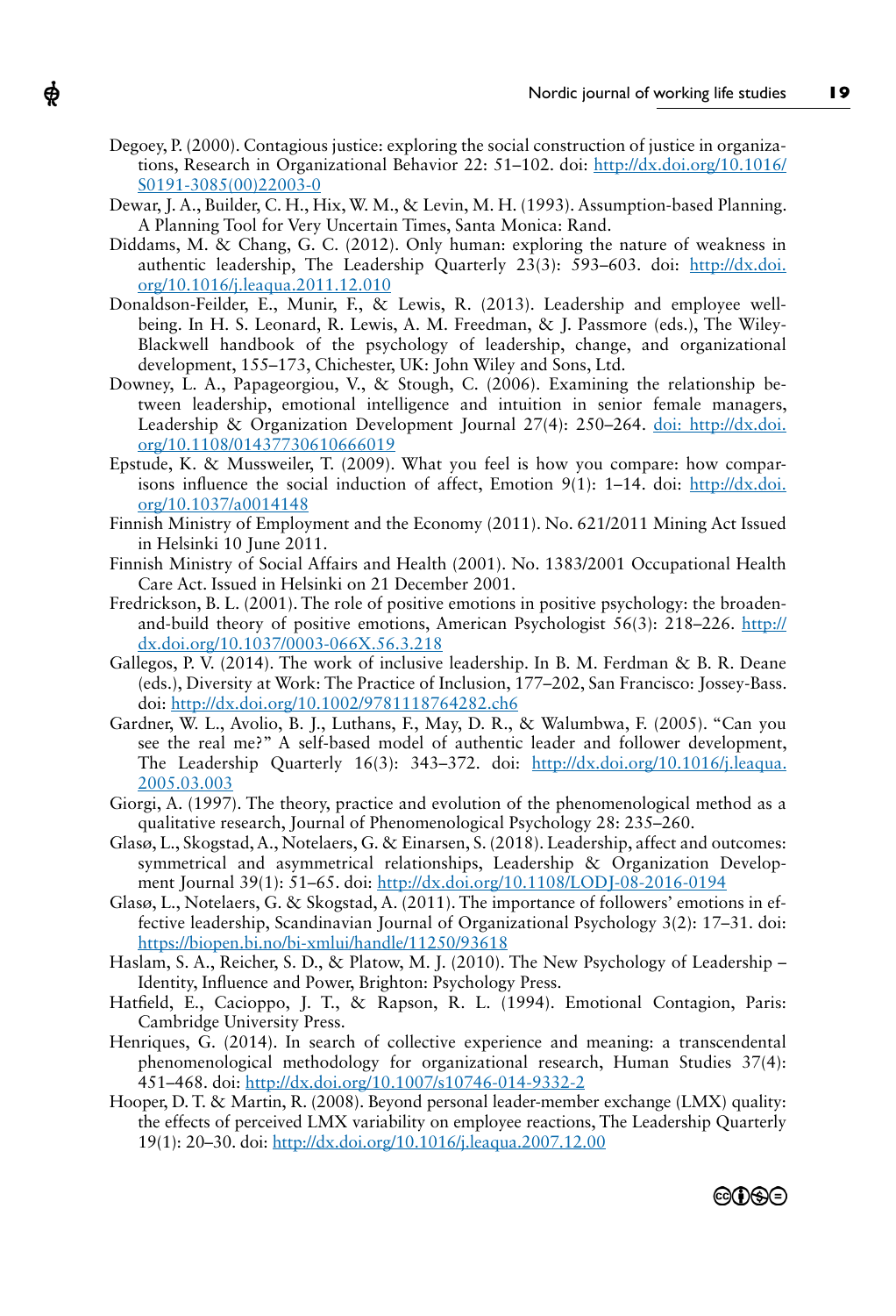Degoey, P. (2000). Contagious justice: exploring the social construction of justice in organizations, Research in Organizational Behavior 22: 51–102. doi: http://dx.doi.org/10.1016/S0191-3085(00)22003-0

Dewar, J. A., Builder, C. H., Hix, W. M., & Levin, M. H. (1993). Assumption-based Planning. A Planning Tool for Very Uncertain Times, Santa Monica: Rand.

Diddams, M. & Chang, G. C. (2012). Only human: exploring the nature of weakness in authentic leadership, The Leadership Quarterly 23(3): 593–603. doi: http://dx.doi.org/10.1016/j.leaqua.2011.12.010

Donaldson-Feilder, E., Munir, F., & Lewis, R. (2013). Leadership and employee well-being. In H. S. Leonard, R. Lewis, A. M. Freedman, & J. Passmore (eds.), The Wiley-Blackwell handbook of the psychology of leadership, change, and organizational development, 155–173, Chichester, UK: John Wiley and Sons, Ltd.

Downey, L. A., Papageorgiou, V., & Stough, C. (2006). Examining the relationship between leadership, emotional intelligence and intuition in senior female managers, Leadership & Organization Development Journal 27(4): 250–264. doi: http://dx.doi.org/10.1108/01437730610666019

Epstude, K. & Mussweiler, T. (2009). What you feel is how you compare: how comparisons influence the social induction of affect, Emotion 9(1): 1–14. doi: http://dx.doi.org/10.1037/a0014148

Finnish Ministry of Employment and the Economy (2011). No. 621/2011 Mining Act Issued in Helsinki 10 June 2011.

Finnish Ministry of Social Affairs and Health (2001). No. 1383/2001 Occupational Health Care Act. Issued in Helsinki on 21 December 2001.

Fredrickson, B. L. (2001). The role of positive emotions in positive psychology: the broaden-and-build theory of positive emotions, American Psychologist 56(3): 218–226. http://dx.doi.org/10.1037/0003-066X.56.3.218

Gallegos, P. V. (2014). The work of inclusive leadership. In B. M. Ferdman & B. R. Deane (eds.), Diversity at Work: The Practice of Inclusion, 177–202, San Francisco: Jossey-Bass. doi: http://dx.doi.org/10.1002/9781118764282.ch6

Gardner, W. L., Avolio, B. J., Luthans, F., May, D. R., & Walumbwa, F. (2005). "Can you see the real me?" A self-based model of authentic leader and follower development, The Leadership Quarterly 16(3): 343–372. doi: http://dx.doi.org/10.1016/j.leaqua.2005.03.003

Giorgi, A. (1997). The theory, practice and evolution of the phenomenological method as a qualitative research, Journal of Phenomenological Psychology 28: 235–260.

Glasø, L., Skogstad, A., Notelaers, G. & Einarsen, S. (2018). Leadership, affect and outcomes: symmetrical and asymmetrical relationships, Leadership & Organization Development Journal 39(1): 51–65. doi: http://dx.doi.org/10.1108/LODJ-08-2016-0194

Glasø, L., Notelaers, G. & Skogstad, A. (2011). The importance of followers' emotions in effective leadership, Scandinavian Journal of Organizational Psychology 3(2): 17–31. doi: https://biopen.bi.no/bi-xmlui/handle/11250/93618

Haslam, S. A., Reicher, S. D., & Platow, M. J. (2010). The New Psychology of Leadership – Identity, Influence and Power, Brighton: Psychology Press.

Hatfield, E., Cacioppo, J. T., & Rapson, R. L. (1994). Emotional Contagion, Paris: Cambridge University Press.

Henriques, G. (2014). In search of collective experience and meaning: a transcendental phenomenological methodology for organizational research, Human Studies 37(4): 451–468. doi: http://dx.doi.org/10.1007/s10746-014-9332-2

Hooper, D. T. & Martin, R. (2008). Beyond personal leader-member exchange (LMX) quality: the effects of perceived LMX variability on employee reactions, The Leadership Quarterly 19(1): 20–30. doi: http://dx.doi.org/10.1016/j.leaqua.2007.12.00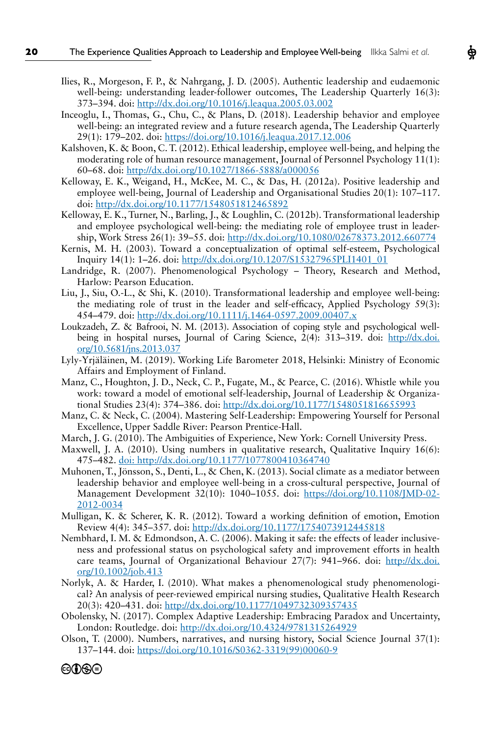Ilies, R., Morgeson, F. P., & Nahrgang, J. D. (2005). Authentic leadership and eudaemonic well-being: understanding leader-follower outcomes, The Leadership Quarterly 16(3): 373–394. doi: http://dx.doi.org/10.1016/j.leaqua.2005.03.002

Inceoglu, I., Thomas, G., Chu, C., & Plans, D. (2018). Leadership behavior and employee well-being: an integrated review and a future research agenda, The Leadership Quarterly 29(1): 179–202. doi: https://doi.org/10.1016/j.leaqua.2017.12.006

Kalshoven, K. & Boon, C. T. (2012). Ethical leadership, employee well-being, and helping the moderating role of human resource management, Journal of Personnel Psychology 11(1): 60–68. doi: http://dx.doi.org/10.1027/1866-5888/a000056

Kelloway, E. K., Weigand, H., McKee, M. C., & Das, H. (2012a). Positive leadership and employee well-being, Journal of Leadership and Organisational Studies 20(1): 107–117. doi: http://dx.doi.org/10.1177/1548051812465892

Kelloway, E. K., Turner, N., Barling, J., & Loughlin, C. (2012b). Transformational leadership and employee psychological well-being: the mediating role of employee trust in leadership, Work Stress 26(1): 39–55. doi: http://dx.doi.org/10.1080/02678373.2012.660774

Kernis, M. H. (2003). Toward a conceptualization of optimal self-esteem, Psychological Inquiry 14(1): 1–26. doi: http://dx.doi.org/10.1207/S15327965PLI1401_01

Landridge, R. (2007). Phenomenological Psychology – Theory, Research and Method, Harlow: Pearson Education.

Liu, J., Siu, O.-L., & Shi, K. (2010). Transformational leadership and employee well-being: the mediating role of trust in the leader and self-efficacy, Applied Psychology 59(3): 454–479. doi: http://dx.doi.org/10.1111/j.1464-0597.2009.00407.x

Loukzadeh, Z. & Bafrooi, N. M. (2013). Association of coping style and psychological well-being in hospital nurses, Journal of Caring Science, 2(4): 313–319. doi: http://dx.doi.org/10.5681/jns.2013.037

Lyly-Yrjäläinen, M. (2019). Working Life Barometer 2018, Helsinki: Ministry of Economic Affairs and Employment of Finland.

Manz, C., Houghton, J. D., Neck, C. P., Fugate, M., & Pearce, C. (2016). Whistle while you work: toward a model of emotional self-leadership, Journal of Leadership & Organizational Studies 23(4): 374–386. doi: http://dx.doi.org/10.1177/1548051816655993

Manz, C. & Neck, C. (2004). Mastering Self-Leadership: Empowering Yourself for Personal Excellence, Upper Saddle River: Pearson Prentice-Hall.

March, J. G. (2010). The Ambiguities of Experience, New York: Cornell University Press.

Maxwell, J. A. (2010). Using numbers in qualitative research, Qualitative Inquiry 16(6): 475–482. doi: http://dx.doi.org/10.1177/1077800410364740

Muhonen, T., Jönsson, S., Denti, L., & Chen, K. (2013). Social climate as a mediator between leadership behavior and employee well-being in a cross-cultural perspective, Journal of Management Development 32(10): 1040–1055. doi: https://doi.org/10.1108/JMD-02-2012-0034

Mulligan, K. & Scherer, K. R. (2012). Toward a working definition of emotion, Emotion Review 4(4): 345–357. doi: http://dx.doi.org/10.1177/1754073912445818

Nembhard, I. M. & Edmondson, A. C. (2006). Making it safe: the effects of leader inclusiveness and professional status on psychological safety and improvement efforts in health care teams, Journal of Organizational Behaviour 27(7): 941–966. doi: http://dx.doi.org/10.1002/job.413

Norlyk, A. & Harder, I. (2010). What makes a phenomenological study phenomenological? An analysis of peer-reviewed empirical nursing studies, Qualitative Health Research 20(3): 420–431. doi: http://dx.doi.org/10.1177/1049732309357435

Obolensky, N. (2017). Complex Adaptive Leadership: Embracing Paradox and Uncertainty, London: Routledge. doi: http://dx.doi.org/10.4324/9781315264929

Olson, T. (2000). Numbers, narratives, and nursing history, Social Science Journal 37(1): 137–144. doi: https://doi.org/10.1016/S0362-3319(99)00060-9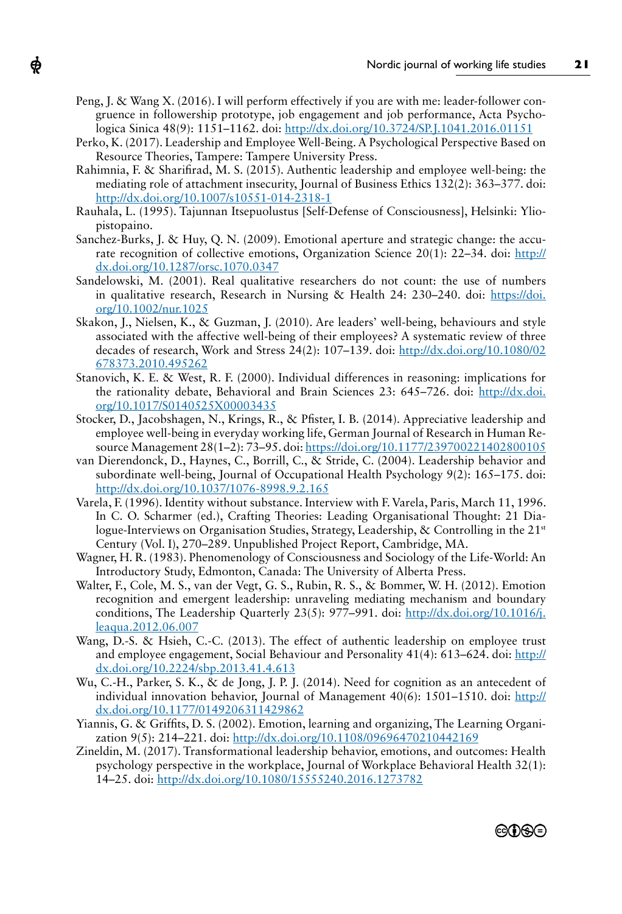Peng, J. & Wang X. (2016). I will perform effectively if you are with me: leader-follower congruence in followership prototype, job engagement and job performance, Acta Psychologica Sinica 48(9): 1151–1162. doi: http://dx.doi.org/10.3724/SP.J.1041.2016.01151

Perko, K. (2017). Leadership and Employee Well-Being. A Psychological Perspective Based on Resource Theories, Tampere: Tampere University Press.

Rahimnia, F. & Sharifirad, M. S. (2015). Authentic leadership and employee well-being: the mediating role of attachment insecurity, Journal of Business Ethics 132(2): 363–377. doi: http://dx.doi.org/10.1007/s10551-014-2318-1

Rauhala, L. (1995). Tajunnan Itsepuolustus [Self-Defense of Consciousness], Helsinki: Yliopistopaino.

Sanchez-Burks, J. & Huy, Q. N. (2009). Emotional aperture and strategic change: the accurate recognition of collective emotions, Organization Science 20(1): 22–34. doi: http://dx.doi.org/10.1287/orsc.1070.0347

Sandelowski, M. (2001). Real qualitative researchers do not count: the use of numbers in qualitative research, Research in Nursing & Health 24: 230–240. doi: https://doi.org/10.1002/nur.1025

Skakon, J., Nielsen, K., & Guzman, J. (2010). Are leaders' well-being, behaviours and style associated with the affective well-being of their employees? A systematic review of three decades of research, Work and Stress 24(2): 107–139. doi: http://dx.doi.org/10.1080/02678373.2010.495262

Stanovich, K. E. & West, R. F. (2000). Individual differences in reasoning: implications for the rationality debate, Behavioral and Brain Sciences 23: 645–726. doi: http://dx.doi.org/10.1017/S0140525X00003435

Stocker, D., Jacobshagen, N., Krings, R., & Pfister, I. B. (2014). Appreciative leadership and employee well-being in everyday working life, German Journal of Research in Human Resource Management 28(1–2): 73–95. doi: https://doi.org/10.1177/239700221402800105

van Dierendonck, D., Haynes, C., Borrill, C., & Stride, C. (2004). Leadership behavior and subordinate well-being, Journal of Occupational Health Psychology 9(2): 165–175. doi: http://dx.doi.org/10.1037/1076-8998.9.2.165

Varela, F. (1996). Identity without substance. Interview with F. Varela, Paris, March 11, 1996. In C. O. Scharmer (ed.), Crafting Theories: Leading Organisational Thought: 21 Dialogue-Interviews on Organisation Studies, Strategy, Leadership, & Controlling in the 21st Century (Vol. I), 270–289. Unpublished Project Report, Cambridge, MA.

Wagner, H. R. (1983). Phenomenology of Consciousness and Sociology of the Life-World: An Introductory Study, Edmonton, Canada: The University of Alberta Press.

Walter, F., Cole, M. S., van der Vegt, G. S., Rubin, R. S., & Bommer, W. H. (2012). Emotion recognition and emergent leadership: unraveling mediating mechanism and boundary conditions, The Leadership Quarterly 23(5): 977–991. doi: http://dx.doi.org/10.1016/j.leaqua.2012.06.007

Wang, D.-S. & Hsieh, C.-C. (2013). The effect of authentic leadership on employee trust and employee engagement, Social Behaviour and Personality 41(4): 613–624. doi: http://dx.doi.org/10.2224/sbp.2013.41.4.613

Wu, C.-H., Parker, S. K., & de Jong, J. P. J. (2014). Need for cognition as an antecedent of individual innovation behavior, Journal of Management 40(6): 1501–1510. doi: http://dx.doi.org/10.1177/0149206311429862

Yiannis, G. & Griffits, D. S. (2002). Emotion, learning and organizing, The Learning Organization 9(5): 214–221. doi: http://dx.doi.org/10.1108/09696470210442169

Zineldin, M. (2017). Transformational leadership behavior, emotions, and outcomes: Health psychology perspective in the workplace, Journal of Workplace Behavioral Health 32(1): 14–25. doi: http://dx.doi.org/10.1080/15555240.2016.1273782